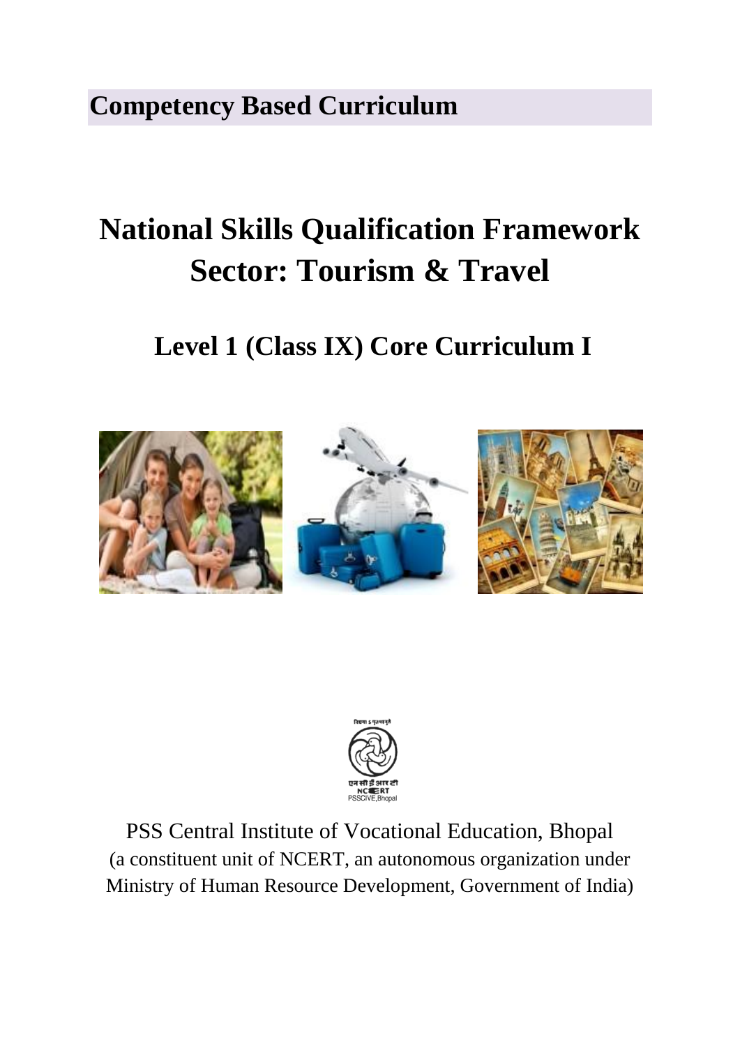**Competency Based Curriculum**

# National Skills Qualification Framework
# Sector: Tourism & Travel

## Level 1 (Class IX) Core Curriculum I

PSS Central Institute of Vocational Education, Bhopal
(a constituent unit of NCERT, an autonomous organization under Ministry of Human Resource Development, Government of India)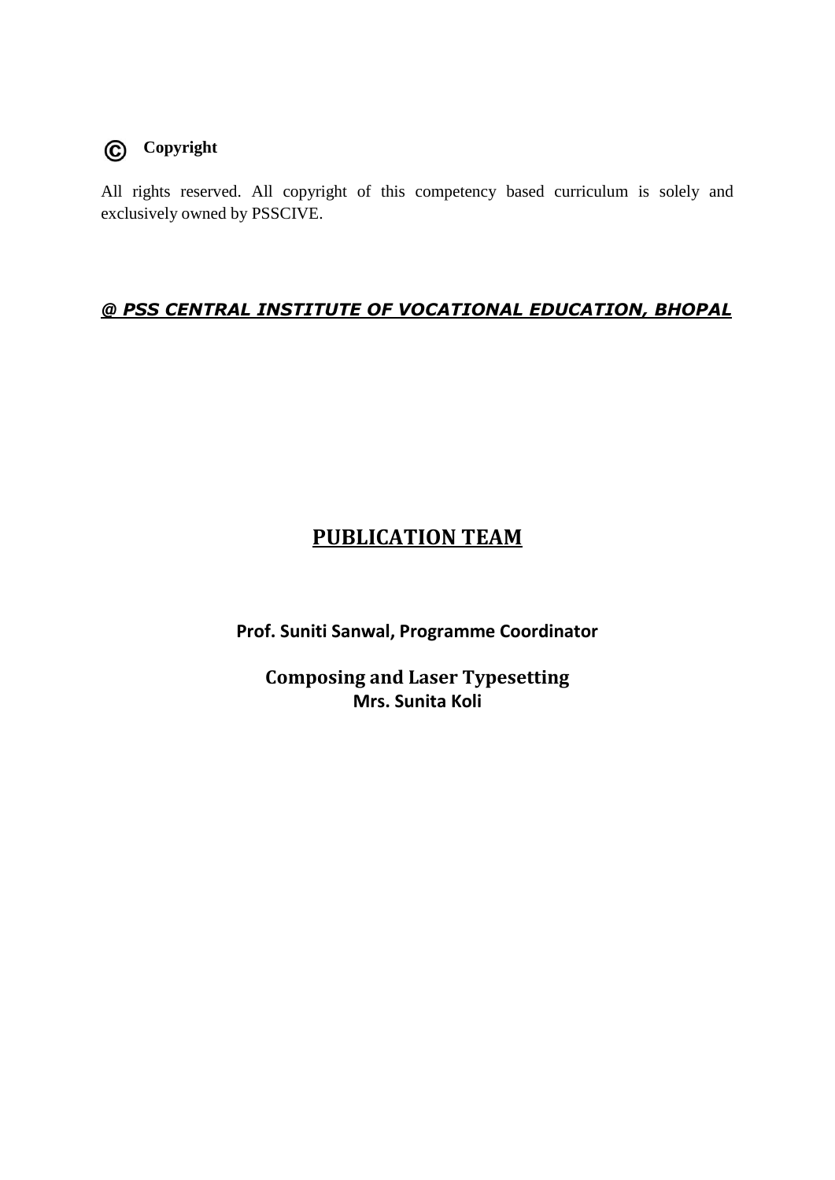© **Copyright**

All rights reserved. All copyright of this competency based curriculum is solely and exclusively owned by PSSCIVE.

***@ PSS CENTRAL INSTITUTE OF VOCATIONAL EDUCATION, BHOPAL***

## PUBLICATION TEAM

**Prof. Suniti Sanwal, Programme Coordinator**

**Composing and Laser Typesetting**
**Mrs. Sunita Koli**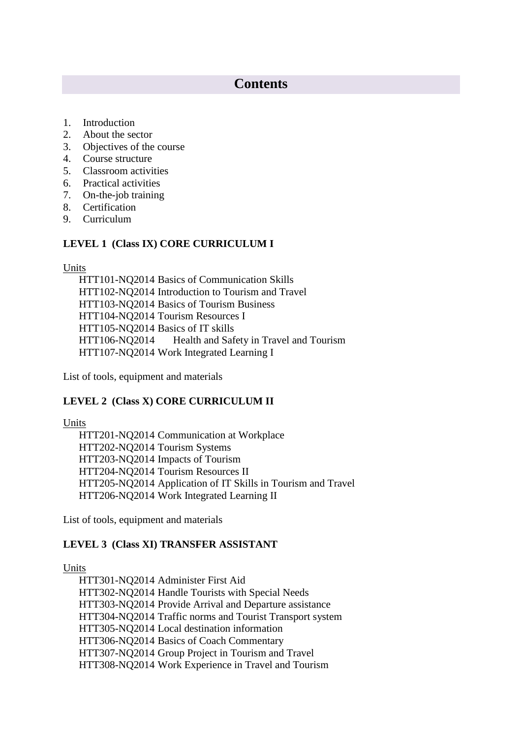# Contents

1. Introduction
2. About the sector
3. Objectives of the course
4. Course structure
5. Classroom activities
6. Practical activities
7. On-the-job training
8. Certification
9. Curriculum

**LEVEL 1 (Class IX) CORE CURRICULUM I**

Units

HTT101-NQ2014 Basics of Communication Skills
HTT102-NQ2014 Introduction to Tourism and Travel
HTT103-NQ2014 Basics of Tourism Business
HTT104-NQ2014 Tourism Resources I
HTT105-NQ2014 Basics of IT skills
HTT106-NQ2014 Health and Safety in Travel and Tourism
HTT107-NQ2014 Work Integrated Learning I

List of tools, equipment and materials

**LEVEL 2 (Class X) CORE CURRICULUM II**

Units

HTT201-NQ2014 Communication at Workplace
HTT202-NQ2014 Tourism Systems
HTT203-NQ2014 Impacts of Tourism
HTT204-NQ2014 Tourism Resources II
HTT205-NQ2014 Application of IT Skills in Tourism and Travel
HTT206-NQ2014 Work Integrated Learning II

List of tools, equipment and materials

**LEVEL 3 (Class XI) TRANSFER ASSISTANT**

Units

HTT301-NQ2014 Administer First Aid
HTT302-NQ2014 Handle Tourists with Special Needs
HTT303-NQ2014 Provide Arrival and Departure assistance
HTT304-NQ2014 Traffic norms and Tourist Transport system
HTT305-NQ2014 Local destination information
HTT306-NQ2014 Basics of Coach Commentary
HTT307-NQ2014 Group Project in Tourism and Travel
HTT308-NQ2014 Work Experience in Travel and Tourism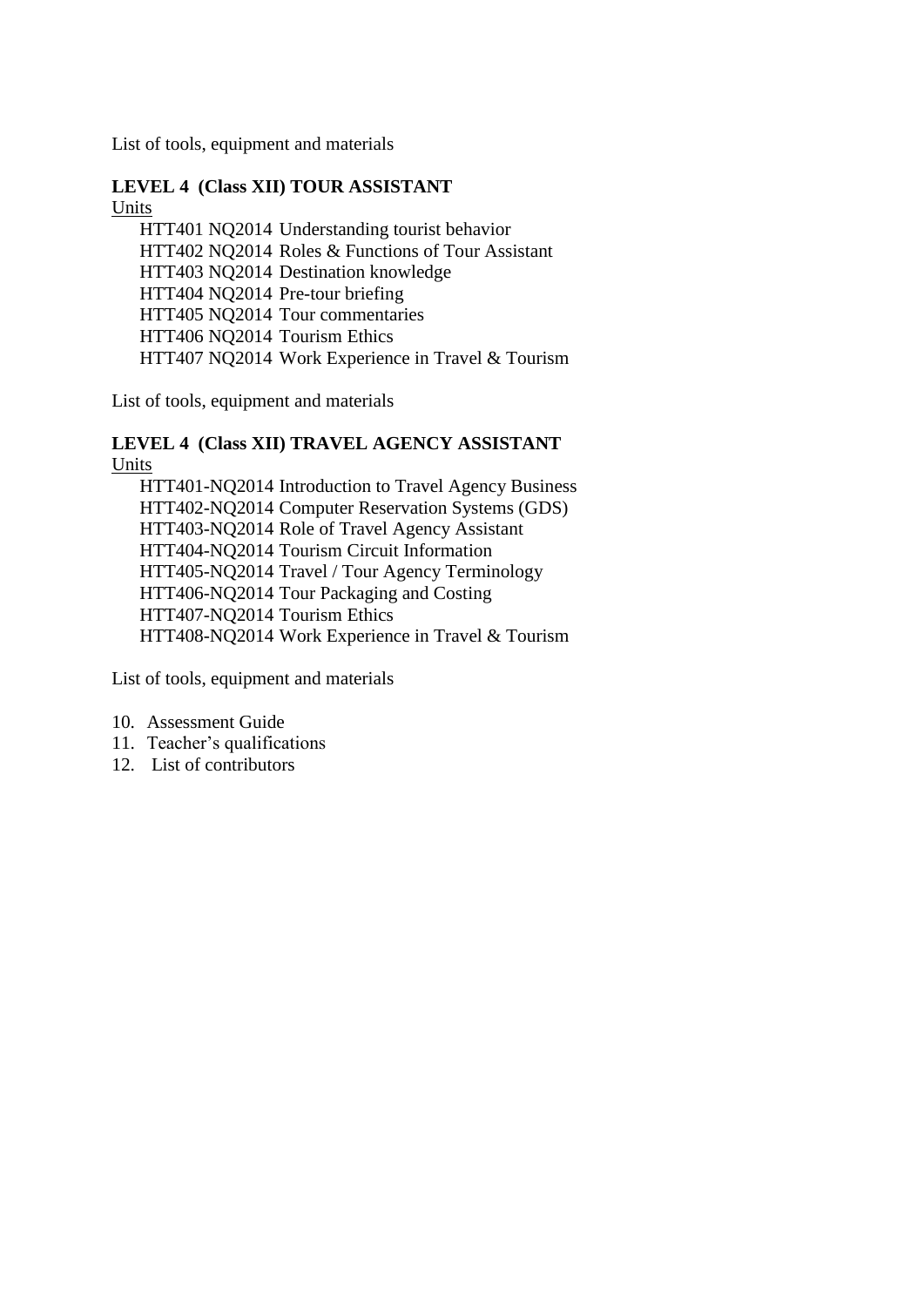List of tools, equipment and materials

**LEVEL 4 (Class XII) TOUR ASSISTANT**

Units

- HTT401 NQ2014 Understanding tourist behavior
- HTT402 NQ2014 Roles & Functions of Tour Assistant
- HTT403 NQ2014 Destination knowledge
- HTT404 NQ2014 Pre-tour briefing
- HTT405 NQ2014 Tour commentaries
- HTT406 NQ2014 Tourism Ethics
- HTT407 NQ2014 Work Experience in Travel & Tourism

List of tools, equipment and materials

**LEVEL 4 (Class XII) TRAVEL AGENCY ASSISTANT**

Units

- HTT401-NQ2014 Introduction to Travel Agency Business
- HTT402-NQ2014 Computer Reservation Systems (GDS)
- HTT403-NQ2014 Role of Travel Agency Assistant
- HTT404-NQ2014 Tourism Circuit Information
- HTT405-NQ2014 Travel / Tour Agency Terminology
- HTT406-NQ2014 Tour Packaging and Costing
- HTT407-NQ2014 Tourism Ethics
- HTT408-NQ2014 Work Experience in Travel & Tourism

List of tools, equipment and materials

10. Assessment Guide
11. Teacher's qualifications
12. List of contributors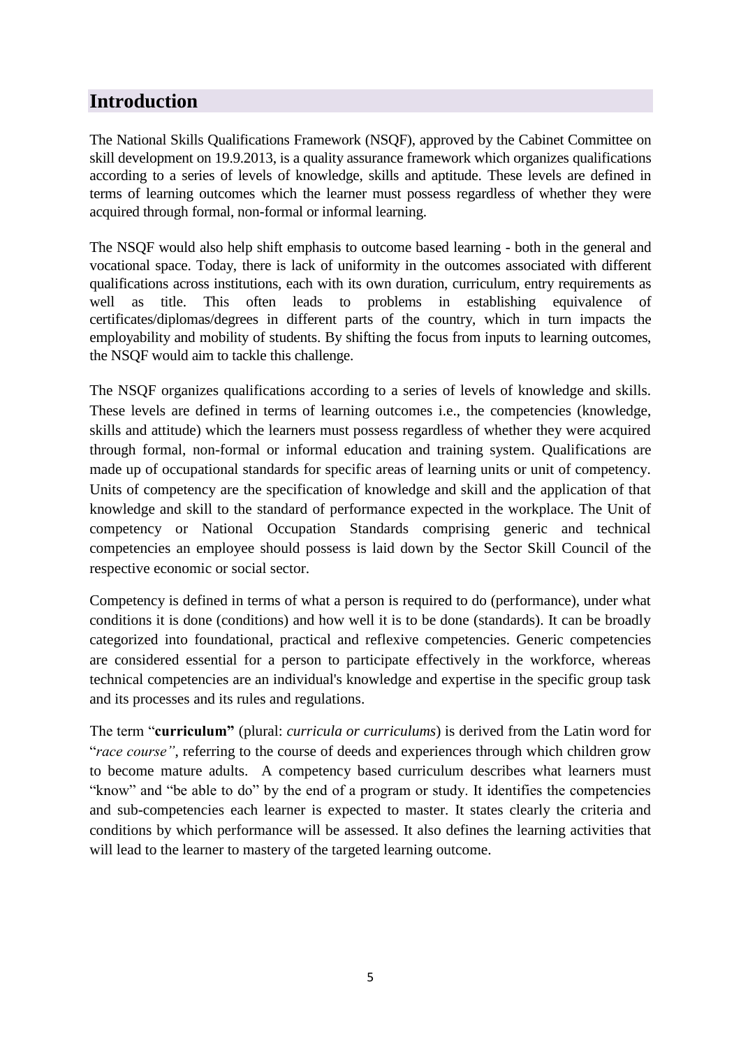## Introduction

The National Skills Qualifications Framework (NSQF), approved by the Cabinet Committee on skill development on 19.9.2013, is a quality assurance framework which organizes qualifications according to a series of levels of knowledge, skills and aptitude. These levels are defined in terms of learning outcomes which the learner must possess regardless of whether they were acquired through formal, non-formal or informal learning.

The NSQF would also help shift emphasis to outcome based learning - both in the general and vocational space. Today, there is lack of uniformity in the outcomes associated with different qualifications across institutions, each with its own duration, curriculum, entry requirements as well as title. This often leads to problems in establishing equivalence of certificates/diplomas/degrees in different parts of the country, which in turn impacts the employability and mobility of students. By shifting the focus from inputs to learning outcomes, the NSQF would aim to tackle this challenge.

The NSQF organizes qualifications according to a series of levels of knowledge and skills. These levels are defined in terms of learning outcomes i.e., the competencies (knowledge, skills and attitude) which the learners must possess regardless of whether they were acquired through formal, non-formal or informal education and training system. Qualifications are made up of occupational standards for specific areas of learning units or unit of competency. Units of competency are the specification of knowledge and skill and the application of that knowledge and skill to the standard of performance expected in the workplace. The Unit of competency or National Occupation Standards comprising generic and technical competencies an employee should possess is laid down by the Sector Skill Council of the respective economic or social sector.

Competency is defined in terms of what a person is required to do (performance), under what conditions it is done (conditions) and how well it is to be done (standards). It can be broadly categorized into foundational, practical and reflexive competencies. Generic competencies are considered essential for a person to participate effectively in the workforce, whereas technical competencies are an individual's knowledge and expertise in the specific group task and its processes and its rules and regulations.

The term "**curriculum"** (plural: *curricula or curriculums*) is derived from the Latin word for "*race course"*, referring to the course of deeds and experiences through which children grow to become mature adults. A competency based curriculum describes what learners must "know" and "be able to do" by the end of a program or study. It identifies the competencies and sub-competencies each learner is expected to master. It states clearly the criteria and conditions by which performance will be assessed. It also defines the learning activities that will lead to the learner to mastery of the targeted learning outcome.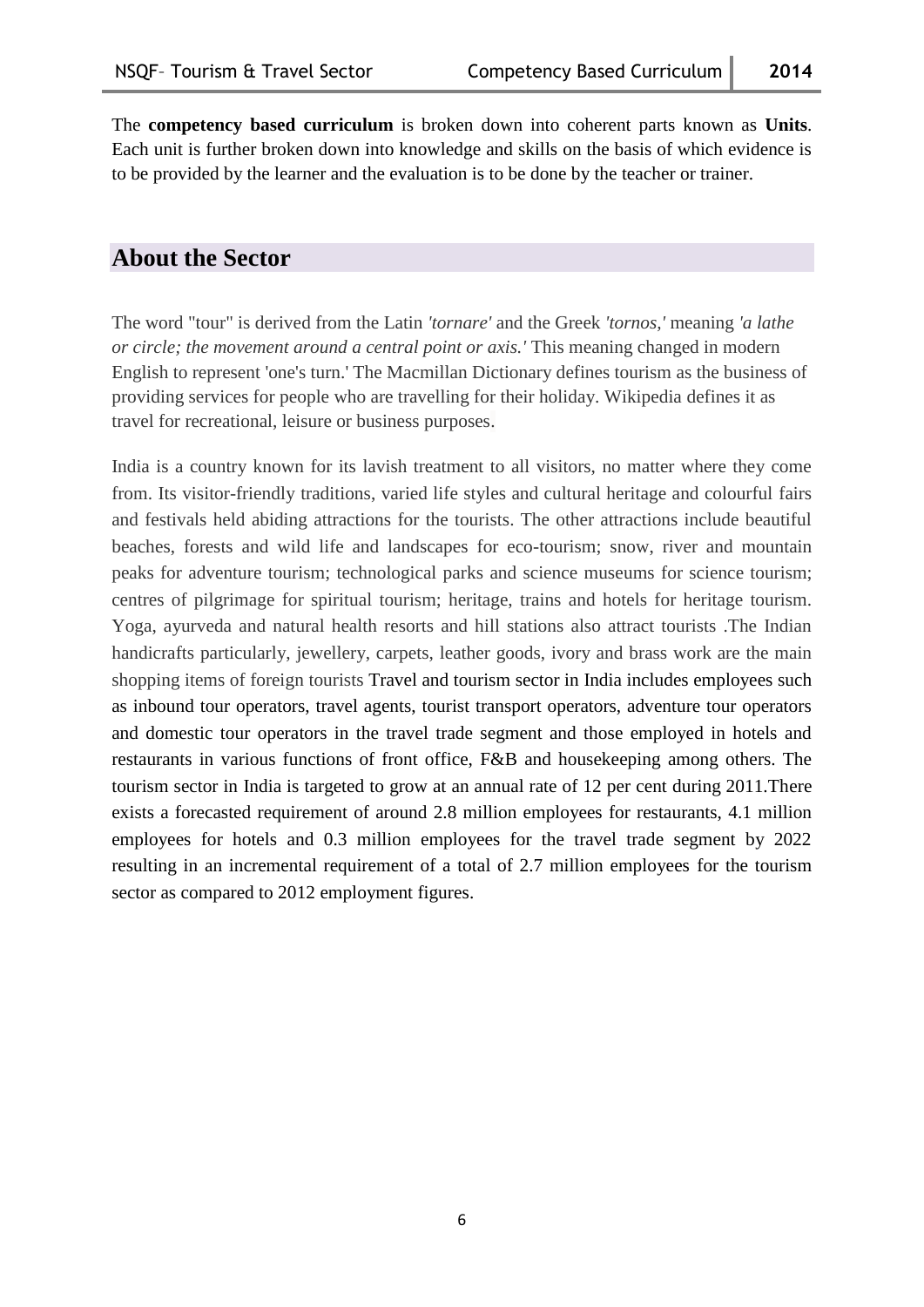The **competency based curriculum** is broken down into coherent parts known as **Units**. Each unit is further broken down into knowledge and skills on the basis of which evidence is to be provided by the learner and the evaluation is to be done by the teacher or trainer.

## About the Sector

The word "tour" is derived from the Latin *'tornare'* and the Greek *'tornos,'* meaning *'a lathe or circle; the movement around a central point or axis.'* This meaning changed in modern English to represent 'one's turn.' The Macmillan Dictionary defines tourism as the business of providing services for people who are travelling for their holiday. Wikipedia defines it as travel for recreational, leisure or business purposes.

India is a country known for its lavish treatment to all visitors, no matter where they come from. Its visitor-friendly traditions, varied life styles and cultural heritage and colourful fairs and festivals held abiding attractions for the tourists. The other attractions include beautiful beaches, forests and wild life and landscapes for eco-tourism; snow, river and mountain peaks for adventure tourism; technological parks and science museums for science tourism; centres of pilgrimage for spiritual tourism; heritage, trains and hotels for heritage tourism. Yoga, ayurveda and natural health resorts and hill stations also attract tourists .The Indian handicrafts particularly, jewellery, carpets, leather goods, ivory and brass work are the main shopping items of foreign tourists Travel and tourism sector in India includes employees such as inbound tour operators, travel agents, tourist transport operators, adventure tour operators and domestic tour operators in the travel trade segment and those employed in hotels and restaurants in various functions of front office, F&B and housekeeping among others. The tourism sector in India is targeted to grow at an annual rate of 12 per cent during 2011.There exists a forecasted requirement of around 2.8 million employees for restaurants, 4.1 million employees for hotels and 0.3 million employees for the travel trade segment by 2022 resulting in an incremental requirement of a total of 2.7 million employees for the tourism sector as compared to 2012 employment figures.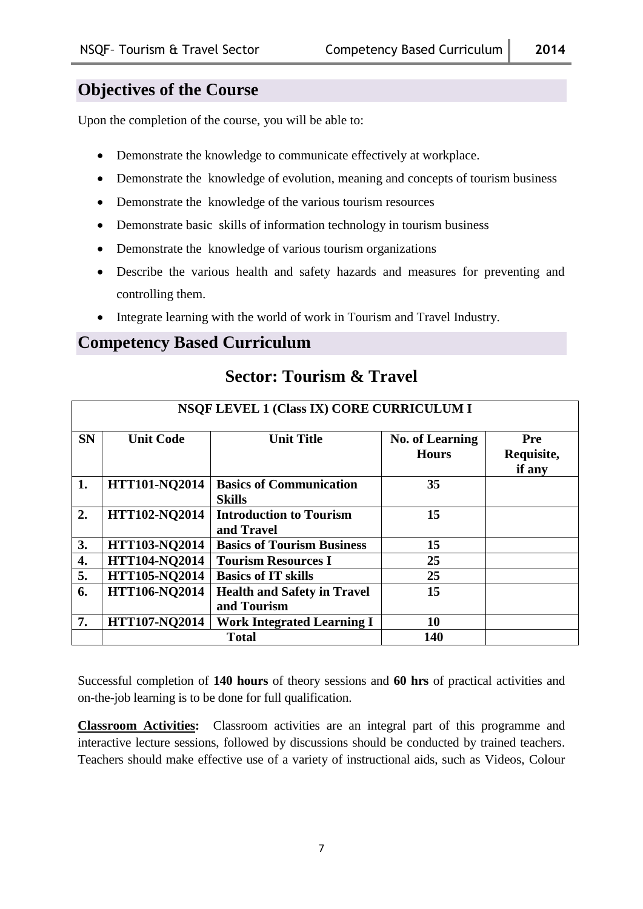## Objectives of the Course

Upon the completion of the course, you will be able to:

- Demonstrate the knowledge to communicate effectively at workplace.
- Demonstrate the knowledge of evolution, meaning and concepts of tourism business
- Demonstrate the knowledge of the various tourism resources
- Demonstrate basic skills of information technology in tourism business
- Demonstrate the knowledge of various tourism organizations
- Describe the various health and safety hazards and measures for preventing and controlling them.
- Integrate learning with the world of work in Tourism and Travel Industry.

## Competency Based Curriculum

### Sector: Tourism & Travel

| NSQF LEVEL 1 (Class IX) CORE CURRICULUM I | | | | |
|---|---|---|---|---|
| **SN** | **Unit Code** | **Unit Title** | **No. of Learning Hours** | **Pre Requisite, if any** |
| **1.** | **HTT101-NQ2014** | **Basics of Communication Skills** | **35** | |
| **2.** | **HTT102-NQ2014** | **Introduction to Tourism and Travel** | **15** | |
| **3.** | **HTT103-NQ2014** | **Basics of Tourism Business** | **15** | |
| **4.** | **HTT104-NQ2014** | **Tourism Resources I** | **25** | |
| **5.** | **HTT105-NQ2014** | **Basics of IT skills** | **25** | |
| **6.** | **HTT106-NQ2014** | **Health and Safety in Travel and Tourism** | **15** | |
| **7.** | **HTT107-NQ2014** | **Work Integrated Learning I** | **10** | |
| | **Total** | | **140** | |

Successful completion of **140 hours** of theory sessions and **60 hrs** of practical activities and on-the-job learning is to be done for full qualification.

**Classroom Activities:** Classroom activities are an integral part of this programme and interactive lecture sessions, followed by discussions should be conducted by trained teachers. Teachers should make effective use of a variety of instructional aids, such as Videos, Colour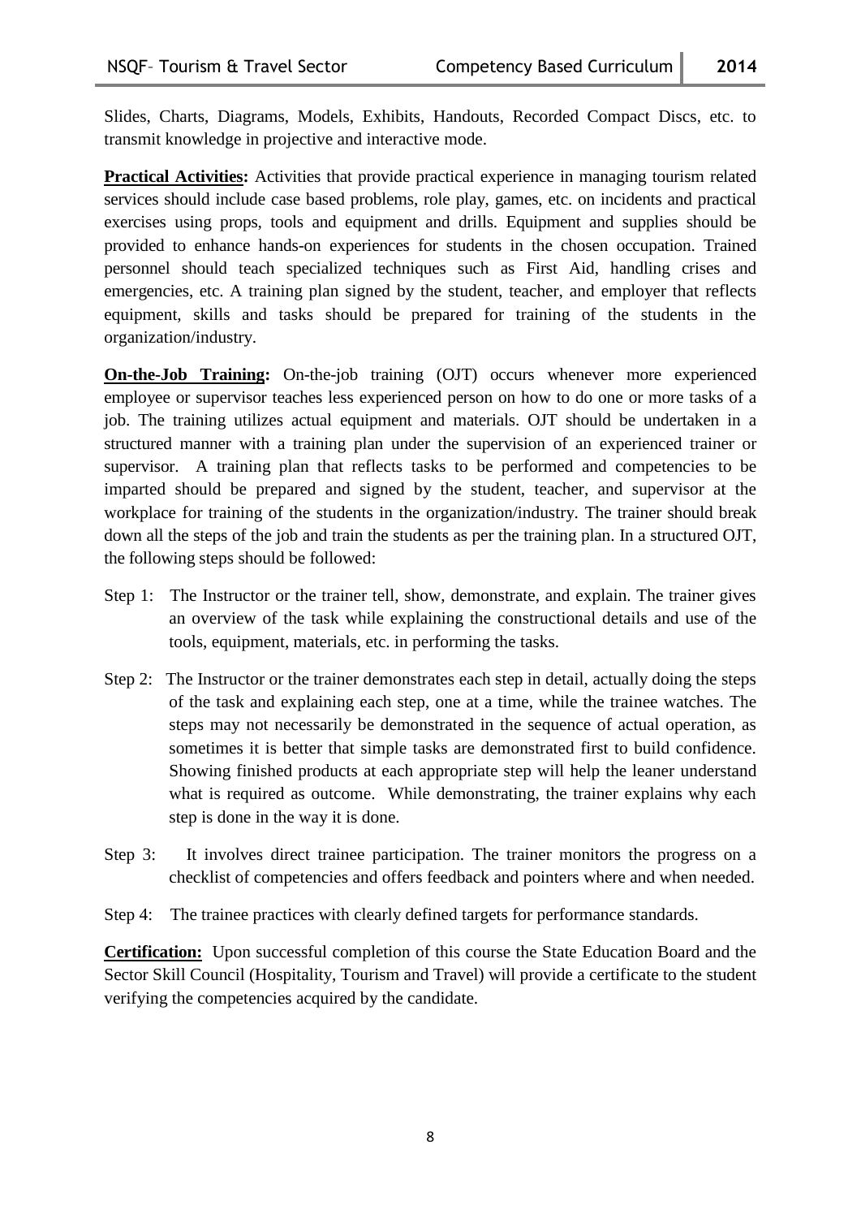Slides, Charts, Diagrams, Models, Exhibits, Handouts, Recorded Compact Discs, etc. to transmit knowledge in projective and interactive mode.

**Practical Activities:** Activities that provide practical experience in managing tourism related services should include case based problems, role play, games, etc. on incidents and practical exercises using props, tools and equipment and drills. Equipment and supplies should be provided to enhance hands-on experiences for students in the chosen occupation. Trained personnel should teach specialized techniques such as First Aid, handling crises and emergencies, etc. A training plan signed by the student, teacher, and employer that reflects equipment, skills and tasks should be prepared for training of the students in the organization/industry.

**On-the-Job Training:** On-the-job training (OJT) occurs whenever more experienced employee or supervisor teaches less experienced person on how to do one or more tasks of a job. The training utilizes actual equipment and materials. OJT should be undertaken in a structured manner with a training plan under the supervision of an experienced trainer or supervisor. A training plan that reflects tasks to be performed and competencies to be imparted should be prepared and signed by the student, teacher, and supervisor at the workplace for training of the students in the organization/industry. The trainer should break down all the steps of the job and train the students as per the training plan. In a structured OJT, the following steps should be followed:

Step 1: The Instructor or the trainer tell, show, demonstrate, and explain. The trainer gives an overview of the task while explaining the constructional details and use of the tools, equipment, materials, etc. in performing the tasks.

Step 2: The Instructor or the trainer demonstrates each step in detail, actually doing the steps of the task and explaining each step, one at a time, while the trainee watches. The steps may not necessarily be demonstrated in the sequence of actual operation, as sometimes it is better that simple tasks are demonstrated first to build confidence. Showing finished products at each appropriate step will help the leaner understand what is required as outcome. While demonstrating, the trainer explains why each step is done in the way it is done.

Step 3: It involves direct trainee participation. The trainer monitors the progress on a checklist of competencies and offers feedback and pointers where and when needed.

Step 4: The trainee practices with clearly defined targets for performance standards.

**Certification:** Upon successful completion of this course the State Education Board and the Sector Skill Council (Hospitality, Tourism and Travel) will provide a certificate to the student verifying the competencies acquired by the candidate.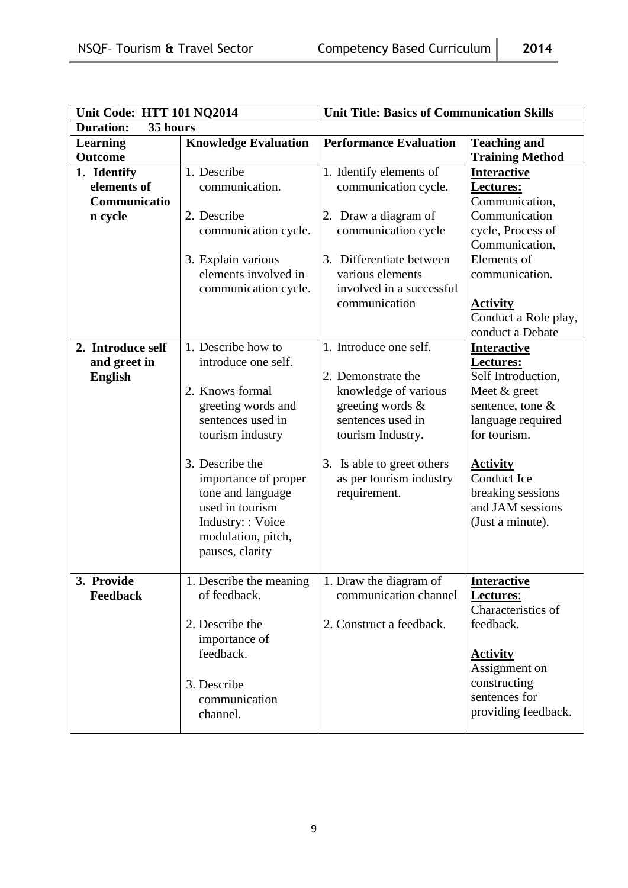| Unit Code: HTT 101 NQ2014 | | Unit Title: Basics of Communication Skills | |
|---|---|---|---|
| **Duration: 35 hours** | | | |
| **Learning Outcome** | **Knowledge Evaluation** | **Performance Evaluation** | **Teaching and Training Method** |
| **1. Identify elements of Communication cycle** | 1. Describe communication.<br><br>2. Describe communication cycle.<br><br>3. Explain various elements involved in communication cycle. | 1. Identify elements of communication cycle.<br><br>2. Draw a diagram of communication cycle<br><br>3. Differentiate between various elements involved in a successful communication | **Interactive Lectures:**<br>Communication, Communication cycle, Process of Communication, Elements of communication.<br><br>**Activity**<br>Conduct a Role play, conduct a Debate |
| **2. Introduce self and greet in English** | 1. Describe how to introduce one self.<br><br>2. Knows formal greeting words and sentences used in tourism industry<br><br>3. Describe the importance of proper tone and language used in tourism Industry: : Voice modulation, pitch, pauses, clarity | 1. Introduce one self.<br><br>2. Demonstrate the knowledge of various greeting words & sentences used in tourism Industry.<br><br>3. Is able to greet others as per tourism industry requirement. | **Interactive Lectures:**<br>Self Introduction, Meet & greet sentence, tone & language required for tourism.<br><br>**Activity**<br>Conduct Ice breaking sessions and JAM sessions (Just a minute). |
| **3. Provide Feedback** | 1. Describe the meaning of feedback.<br><br>2. Describe the importance of feedback.<br><br>3. Describe communication channel. | 1. Draw the diagram of communication channel<br><br>2. Construct a feedback. | **Interactive Lectures**:<br>Characteristics of feedback.<br><br>**Activity**<br>Assignment on constructing sentences for providing feedback. |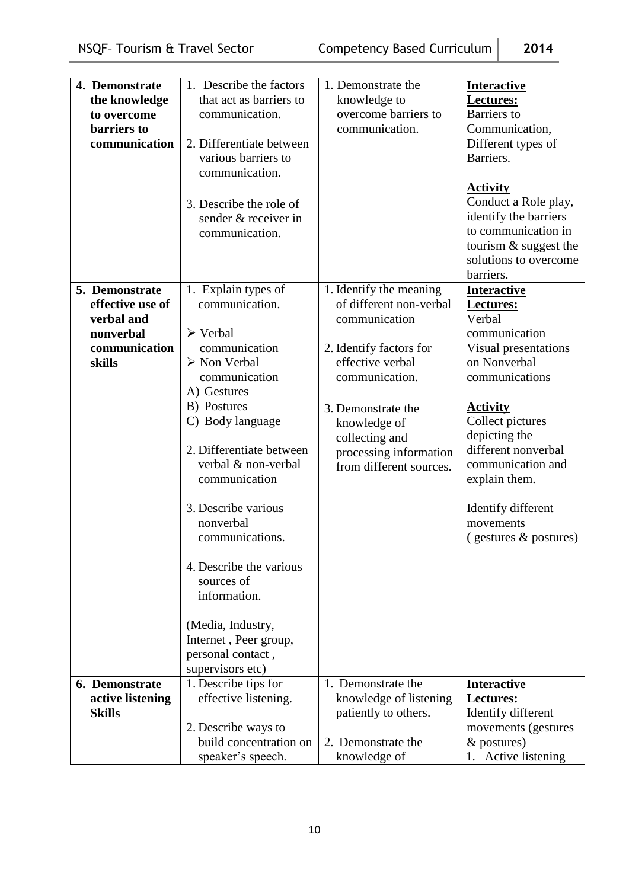| | | | |
|---|---|---|---|
| **4. Demonstrate the knowledge to overcome barriers to communication** | 1. Describe the factors that act as barriers to communication.<br><br>2. Differentiate between various barriers to communication.<br><br>3. Describe the role of sender & receiver in communication. | 1. Demonstrate the knowledge to overcome barriers to communication. | **Interactive Lectures:**<br>Barriers to Communication, Different types of Barriers.<br><br>**Activity**<br>Conduct a Role play, identify the barriers to communication in tourism & suggest the solutions to overcome barriers. |
| **5. Demonstrate effective use of verbal and nonverbal communication skills** | 1. Explain types of communication.<br><br>➢ Verbal communication<br>➢ Non Verbal communication<br>A) Gestures<br>B) Postures<br>C) Body language<br><br>2. Differentiate between verbal & non-verbal communication<br><br>3. Describe various nonverbal communications.<br><br>4. Describe the various sources of information.<br><br>(Media, Industry, Internet , Peer group, personal contact , supervisors etc) | 1. Identify the meaning of different non-verbal communication<br><br>2. Identify factors for effective verbal communication.<br><br>3. Demonstrate the knowledge of collecting and processing information from different sources. | **Interactive Lectures:**<br>Verbal communication<br>Visual presentations on Nonverbal communications<br><br>**Activity**<br>Collect pictures depicting the different nonverbal communication and explain them.<br><br>Identify different movements ( gestures & postures) |
| **6. Demonstrate active listening Skills** | 1. Describe tips for effective listening.<br><br>2. Describe ways to build concentration on speaker's speech. | 1. Demonstrate the knowledge of listening patiently to others.<br><br>2. Demonstrate the knowledge of | **Interactive Lectures:**<br>Identify different movements (gestures & postures)<br>1. Active listening |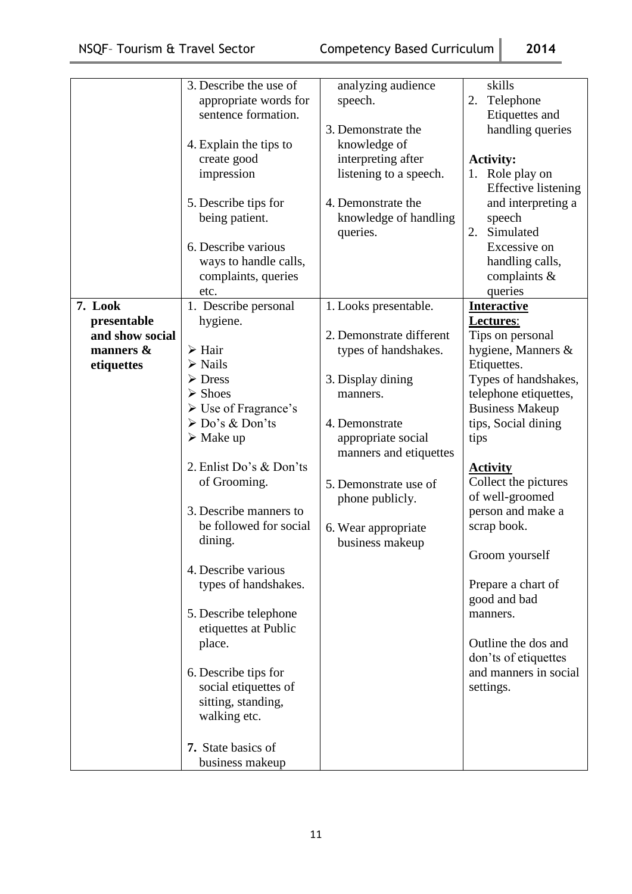| | | | |
|---|---|---|---|
| | 3. Describe the use of appropriate words for sentence formation.<br><br>4. Explain the tips to create good impression<br><br>5. Describe tips for being patient.<br><br>6. Describe various ways to handle calls, complaints, queries etc. | analyzing audience speech.<br><br>3. Demonstrate the knowledge of interpreting after listening to a speech.<br><br>4. Demonstrate the knowledge of handling queries. | skills<br>2. Telephone Etiquettes and handling queries<br><br>**Activity:**<br>1. Role play on Effective listening and interpreting a speech<br>2. Simulated Excessive on handling calls, complaints & queries |
| **7. Look presentable and show social manners & etiquettes** | 1. Describe personal hygiene.<br><br>➢ Hair<br>➢ Nails<br>➢ Dress<br>➢ Shoes<br>➢ Use of Fragrance's<br>➢ Do's & Don'ts<br>➢ Make up<br><br>2. Enlist Do's & Don'ts of Grooming.<br><br>3. Describe manners to be followed for social dining.<br><br>4. Describe various types of handshakes.<br><br>5. Describe telephone etiquettes at Public place.<br><br>6. Describe tips for social etiquettes of sitting, standing, walking etc.<br><br>**7.** State basics of business makeup | 1. Looks presentable.<br><br>2. Demonstrate different types of handshakes.<br><br>3. Display dining manners.<br><br>4. Demonstrate appropriate social manners and etiquettes<br><br>5. Demonstrate use of phone publicly.<br><br>6. Wear appropriate business makeup | **Interactive Lectures:**<br>Tips on personal hygiene, Manners & Etiquettes.<br>Types of handshakes, telephone etiquettes, Business Makeup tips, Social dining tips<br><br>**Activity**<br>Collect the pictures of well-groomed person and make a scrap book.<br><br>Groom yourself<br><br>Prepare a chart of good and bad manners.<br><br>Outline the dos and don'ts of etiquettes and manners in social settings. |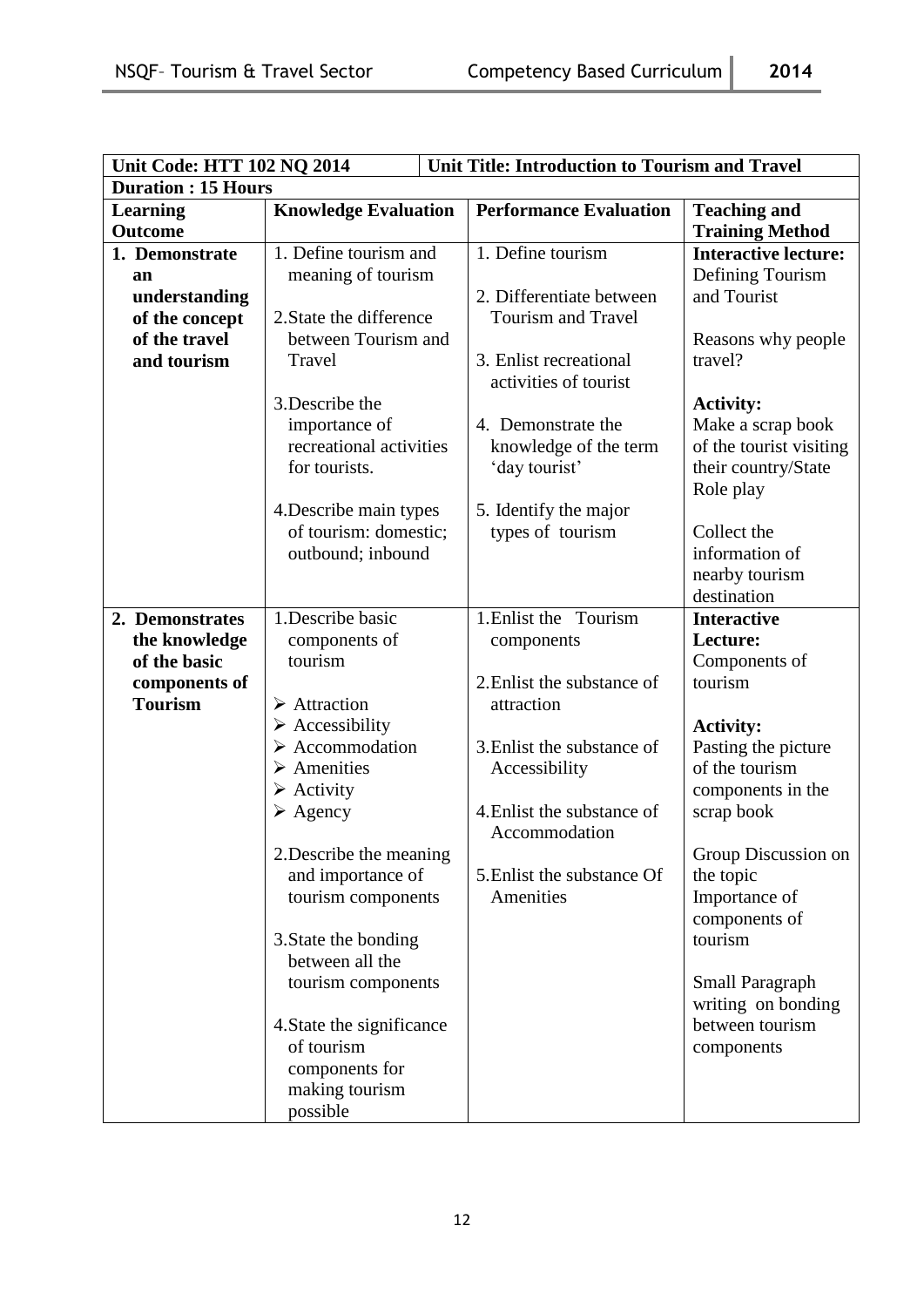| Unit Code: HTT 102 NQ 2014 | Unit Title: Introduction to Tourism and Travel | | |
|---|---|---|---|
| **Duration : 15 Hours** | | | |
| **Learning Outcome** | **Knowledge Evaluation** | **Performance Evaluation** | **Teaching and Training Method** |
| **1. Demonstrate an understanding of the concept of the travel and tourism** | 1. Define tourism and meaning of tourism<br><br>2. State the difference between Tourism and Travel<br><br>3. Describe the importance of recreational activities for tourists.<br><br>4. Describe main types of tourism: domestic; outbound; inbound | 1. Define tourism<br><br>2. Differentiate between Tourism and Travel<br><br>3. Enlist recreational activities of tourist<br><br>4. Demonstrate the knowledge of the term 'day tourist'<br><br>5. Identify the major types of tourism | **Interactive lecture:** Defining Tourism and Tourist<br><br>Reasons why people travel?<br><br>**Activity:** Make a scrap book of the tourist visiting their country/State Role play<br><br>Collect the information of nearby tourism destination |
| **2. Demonstrates the knowledge of the basic components of Tourism** | 1. Describe basic components of tourism<br><br>➢ Attraction<br>➢ Accessibility<br>➢ Accommodation<br>➢ Amenities<br>➢ Activity<br>➢ Agency<br><br>2. Describe the meaning and importance of tourism components<br><br>3. State the bonding between all the tourism components<br><br>4. State the significance of tourism components for making tourism possible | 1. Enlist the Tourism components<br><br>2. Enlist the substance of attraction<br><br>3. Enlist the substance of Accessibility<br><br>4. Enlist the substance of Accommodation<br><br>5. Enlist the substance Of Amenities | **Interactive Lecture:** Components of tourism<br><br>**Activity:** Pasting the picture of the tourism components in the scrap book<br><br>Group Discussion on the topic Importance of components of tourism<br><br>Small Paragraph writing on bonding between tourism components |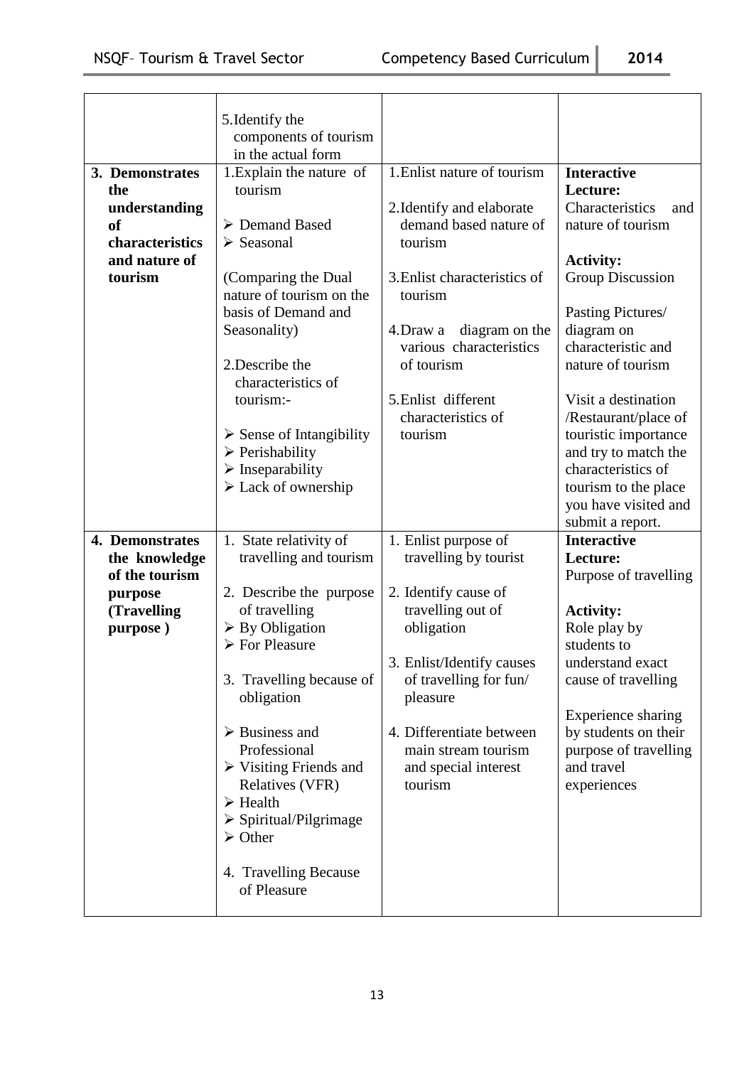| | | | |
|---|---|---|---|
| | 5.Identify the components of tourism in the actual form | | |
| **3. Demonstrates the understanding of characteristics and nature of tourism** | 1.Explain the nature of tourism<br>➢ Demand Based<br>➢ Seasonal<br><br>(Comparing the Dual nature of tourism on the basis of Demand and Seasonality)<br><br>2.Describe the characteristics of tourism:-<br>➢ Sense of Intangibility<br>➢ Perishability<br>➢ Inseparability<br>➢ Lack of ownership | 1.Enlist nature of tourism<br><br>2.Identify and elaborate demand based nature of tourism<br><br>3.Enlist characteristics of tourism<br><br>4.Draw a diagram on the various characteristics of tourism<br><br>5.Enlist different characteristics of tourism | **Interactive Lecture:**<br>Characteristics and nature of tourism<br><br>**Activity:**<br>Group Discussion<br><br>Pasting Pictures/ diagram on characteristic and nature of tourism<br><br>Visit a destination /Restaurant/place of touristic importance and try to match the characteristics of tourism to the place you have visited and submit a report. |
| **4. Demonstrates the knowledge of the tourism purpose (Travelling purpose )** | 1. State relativity of travelling and tourism<br><br>2. Describe the purpose of travelling<br>➢ By Obligation<br>➢ For Pleasure<br><br>3. Travelling because of obligation<br><br>➢ Business and Professional<br>➢ Visiting Friends and Relatives (VFR)<br>➢ Health<br>➢ Spiritual/Pilgrimage<br>➢ Other<br><br>4. Travelling Because of Pleasure | 1. Enlist purpose of travelling by tourist<br><br>2. Identify cause of travelling out of obligation<br><br>3. Enlist/Identify causes of travelling for fun/ pleasure<br><br>4. Differentiate between main stream tourism and special interest tourism | **Interactive Lecture:**<br>Purpose of travelling<br><br>**Activity:**<br>Role play by students to understand exact cause of travelling<br><br>Experience sharing by students on their purpose of travelling and travel experiences |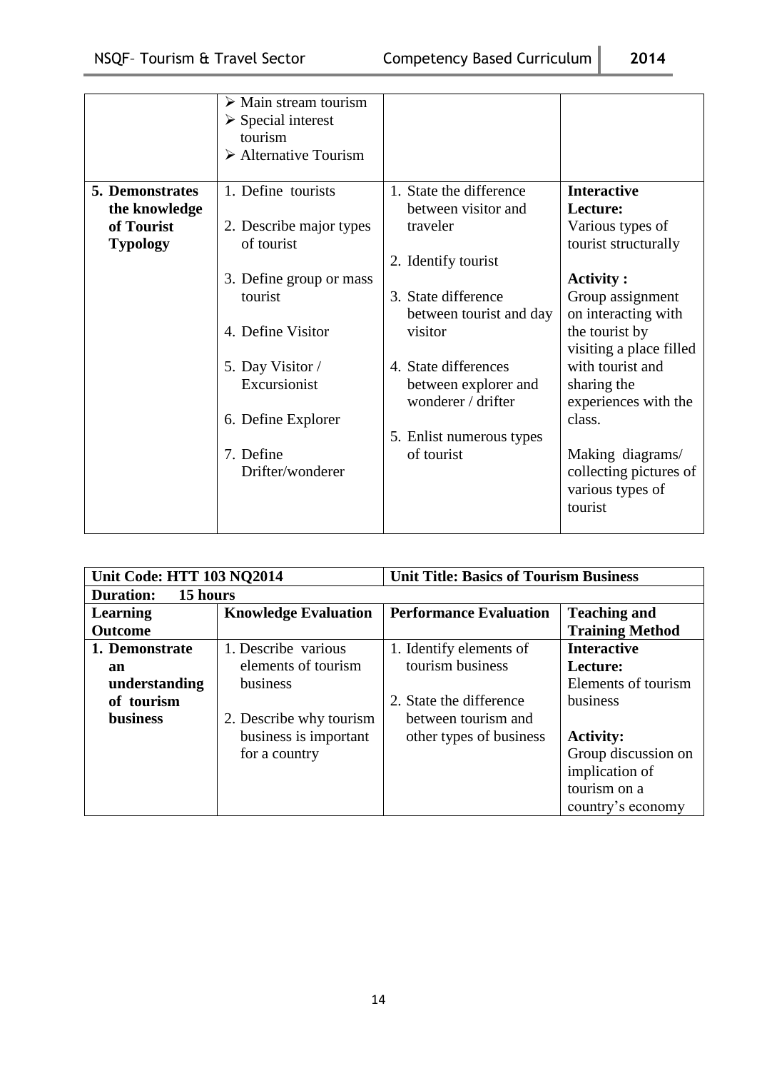| | | | |
|---|---|---|---|
| | ➢ Main stream tourism<br>➢ Special interest tourism<br>➢ Alternative Tourism | | |
| **5. Demonstrates the knowledge of Tourist Typology** | 1. Define tourists<br><br>2. Describe major types of tourist<br><br>3. Define group or mass tourist<br><br>4. Define Visitor<br><br>5. Day Visitor / Excursionist<br><br>6. Define Explorer<br><br>7. Define Drifter/wonderer | 1. State the difference between visitor and traveler<br><br>2. Identify tourist<br><br>3. State difference between tourist and day visitor<br><br>4. State differences between explorer and wonderer / drifter<br><br>5. Enlist numerous types of tourist | **Interactive Lecture:**<br>Various types of tourist structurally<br><br>**Activity :**<br>Group assignment on interacting with the tourist by visiting a place filled with tourist and sharing the experiences with the class.<br><br>Making diagrams/ collecting pictures of various types of tourist |

| **Unit Code: HTT 103 NQ2014** | | **Unit Title: Basics of Tourism Business** | |
|---|---|---|---|
| **Duration: 15 hours** | | | |
| **Learning Outcome** | **Knowledge Evaluation** | **Performance Evaluation** | **Teaching and Training Method** |
| **1. Demonstrate an understanding of tourism business** | 1. Describe various elements of tourism business<br><br>2. Describe why tourism business is important for a country | 1. Identify elements of tourism business<br><br>2. State the difference between tourism and other types of business | **Interactive Lecture:**<br>Elements of tourism business<br><br>**Activity:**<br>Group discussion on implication of tourism on a country's economy |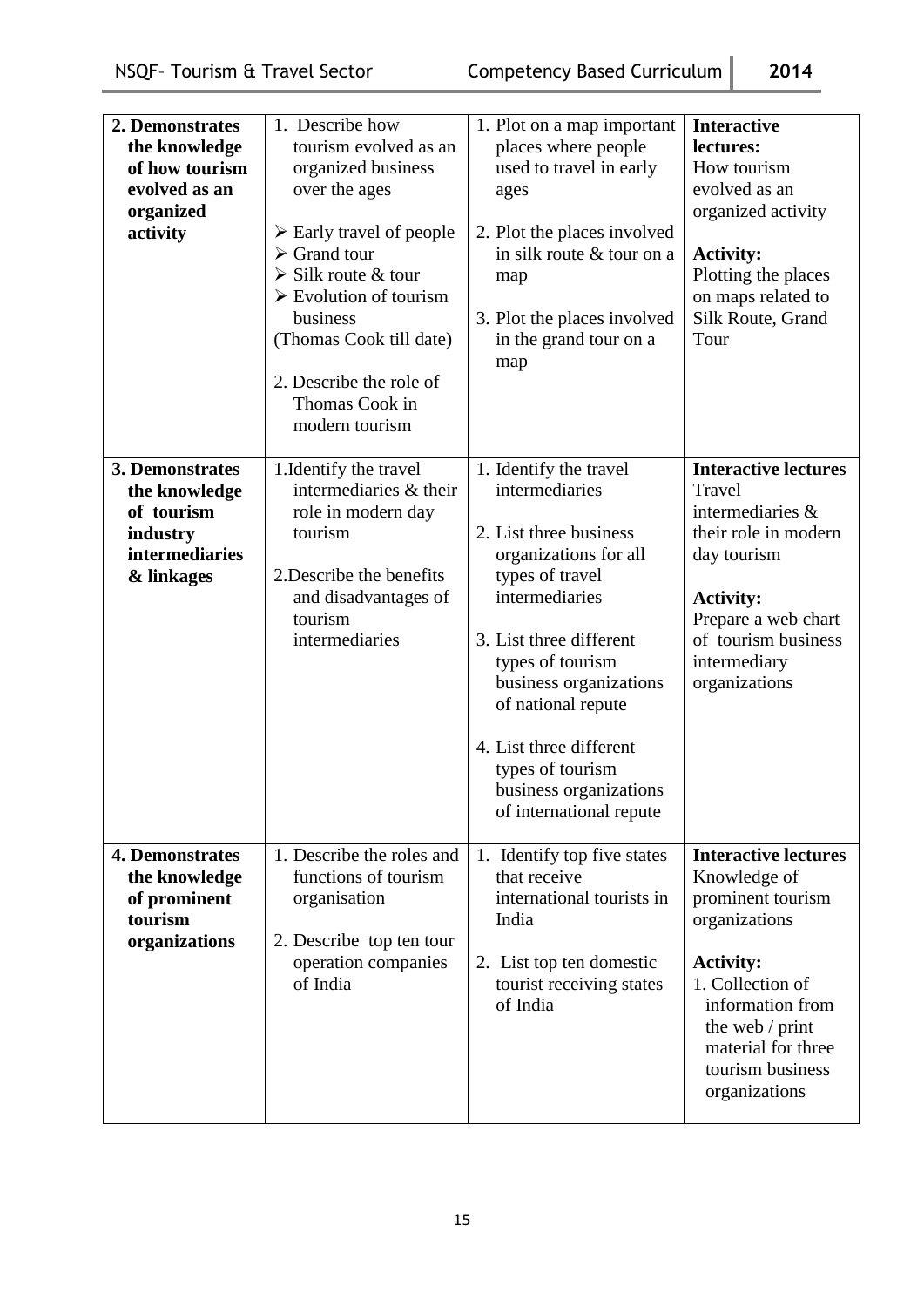| | | | |
|---|---|---|---|
| **2. Demonstrates the knowledge of how tourism evolved as an organized activity** | 1. Describe how tourism evolved as an organized business over the ages<br>➢ Early travel of people<br>➢ Grand tour<br>➢ Silk route & tour<br>➢ Evolution of tourism business (Thomas Cook till date)<br>2. Describe the role of Thomas Cook in modern tourism | 1. Plot on a map important places where people used to travel in early ages<br>2. Plot the places involved in silk route & tour on a map<br>3. Plot the places involved in the grand tour on a map | **Interactive lectures:**<br>How tourism evolved as an organized activity<br>**Activity:**<br>Plotting the places on maps related to Silk Route, Grand Tour |
| **3. Demonstrates the knowledge of tourism industry intermediaries & linkages** | 1.Identify the travel intermediaries & their role in modern day tourism<br>2.Describe the benefits and disadvantages of tourism intermediaries | 1. Identify the travel intermediaries<br>2. List three business organizations for all types of travel intermediaries<br>3. List three different types of tourism business organizations of national repute<br>4. List three different types of tourism business organizations of international repute | **Interactive lectures**<br>Travel intermediaries & their role in modern day tourism<br>**Activity:**<br>Prepare a web chart of tourism business intermediary organizations |
| **4. Demonstrates the knowledge of prominent tourism organizations** | 1. Describe the roles and functions of tourism organisation<br>2. Describe top ten tour operation companies of India | 1. Identify top five states that receive international tourists in India<br>2. List top ten domestic tourist receiving states of India | **Interactive lectures**<br>Knowledge of prominent tourism organizations<br>**Activity:**<br>1. Collection of information from the web / print material for three tourism business organizations |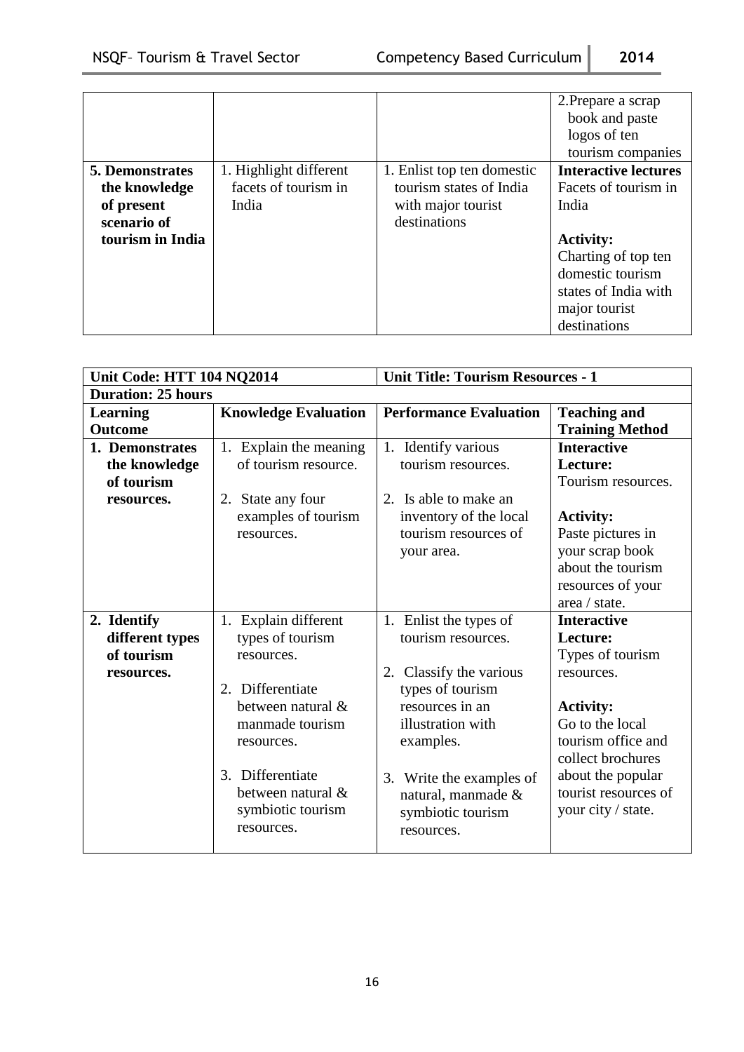| | | | |
|---|---|---|---|
| | | | 2.Prepare a scrap book and paste logos of ten tourism companies |
| **5. Demonstrates the knowledge of present scenario of tourism in India** | 1. Highlight different facets of tourism in India | 1. Enlist top ten domestic tourism states of India with major tourist destinations | **Interactive lectures** Facets of tourism in India<br><br>**Activity:** Charting of top ten domestic tourism states of India with major tourist destinations |

| **Unit Code: HTT 104 NQ2014** | | **Unit Title: Tourism Resources - 1** | |
|---|---|---|---|
| **Duration: 25 hours** | | | |
| **Learning Outcome** | **Knowledge Evaluation** | **Performance Evaluation** | **Teaching and Training Method** |
| **1. Demonstrates the knowledge of tourism resources.** | 1. Explain the meaning of tourism resource.<br><br>2. State any four examples of tourism resources. | 1. Identify various tourism resources.<br><br>2. Is able to make an inventory of the local tourism resources of your area. | **Interactive Lecture:** Tourism resources.<br><br>**Activity:** Paste pictures in your scrap book about the tourism resources of your area / state. |
| **2. Identify different types of tourism resources.** | 1. Explain different types of tourism resources.<br><br>2. Differentiate between natural & manmade tourism resources.<br><br>3. Differentiate between natural & symbiotic tourism resources. | 1. Enlist the types of tourism resources.<br><br>2. Classify the various types of tourism resources in an illustration with examples.<br><br>3. Write the examples of natural, manmade & symbiotic tourism resources. | **Interactive Lecture:** Types of tourism resources.<br><br>**Activity:** Go to the local tourism office and collect brochures about the popular tourist resources of your city / state. |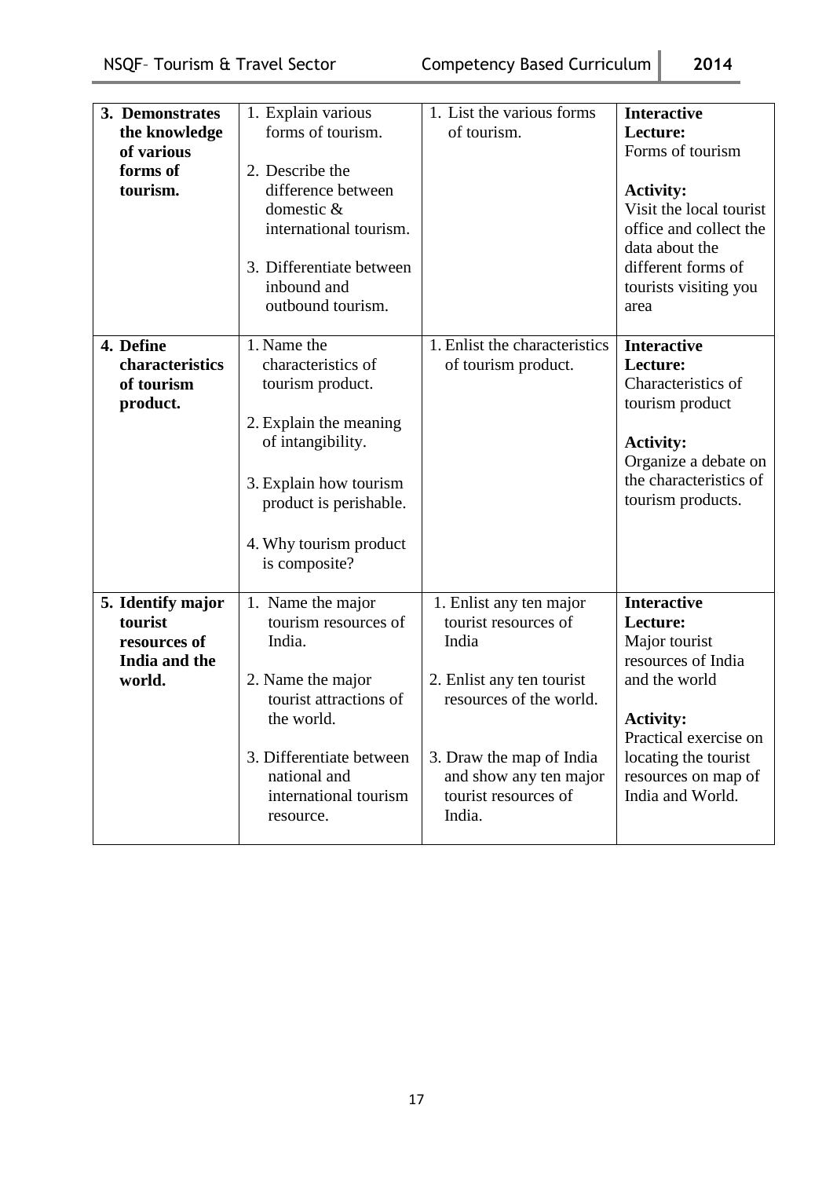| **3. Demonstrates the knowledge of various forms of tourism.** | 1. Explain various forms of tourism.<br><br>2. Describe the difference between domestic & international tourism.<br><br>3. Differentiate between inbound and outbound tourism. | 1. List the various forms of tourism. | **Interactive Lecture:**<br>Forms of tourism<br><br>**Activity:**<br>Visit the local tourist office and collect the data about the different forms of tourists visiting you area |
|---|---|---|---|
| **4. Define characteristics of tourism product.** | 1. Name the characteristics of tourism product.<br><br>2. Explain the meaning of intangibility.<br><br>3. Explain how tourism product is perishable.<br><br>4. Why tourism product is composite? | 1. Enlist the characteristics of tourism product. | **Interactive Lecture:**<br>Characteristics of tourism product<br><br>**Activity:**<br>Organize a debate on the characteristics of tourism products. |
| **5. Identify major tourist resources of India and the world.** | 1. Name the major tourism resources of India.<br><br>2. Name the major tourist attractions of the world.<br><br>3. Differentiate between national and international tourism resource. | 1. Enlist any ten major tourist resources of India<br><br>2. Enlist any ten tourist resources of the world.<br><br>3. Draw the map of India and show any ten major tourist resources of India. | **Interactive Lecture:**<br>Major tourist resources of India and the world<br><br>**Activity:**<br>Practical exercise on locating the tourist resources on map of India and World. |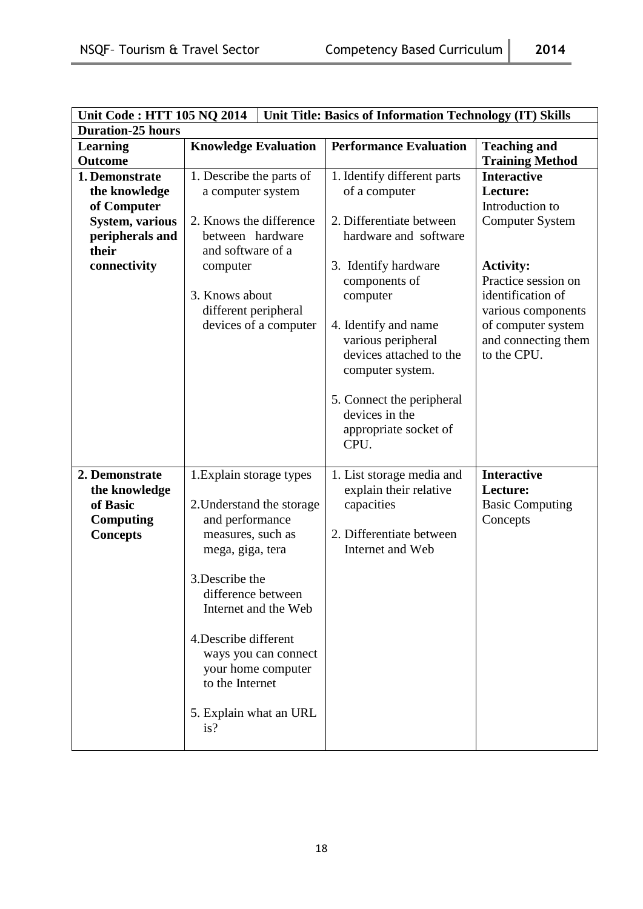| Unit Code : HTT 105 NQ 2014 | Unit Title: Basics of Information Technology (IT) Skills | | |
|---|---|---|---|
| **Duration-25 hours** | | | |
| **Learning Outcome** | **Knowledge Evaluation** | **Performance Evaluation** | **Teaching and Training Method** |
| **1. Demonstrate the knowledge of Computer System, various peripherals and their connectivity** | 1. Describe the parts of a computer system<br><br>2. Knows the difference between hardware and software of a computer<br><br>3. Knows about different peripheral devices of a computer | 1. Identify different parts of a computer<br><br>2. Differentiate between hardware and software<br><br>3. Identify hardware components of computer<br><br>4. Identify and name various peripheral devices attached to the computer system.<br><br>5. Connect the peripheral devices in the appropriate socket of CPU. | **Interactive Lecture:** Introduction to Computer System<br><br>**Activity:** Practice session on identification of various components of computer system and connecting them to the CPU. |
| **2. Demonstrate the knowledge of Basic Computing Concepts** | 1.Explain storage types<br><br>2.Understand the storage and performance measures, such as mega, giga, tera<br><br>3.Describe the difference between Internet and the Web<br><br>4.Describe different ways you can connect your home computer to the Internet<br><br>5. Explain what an URL is? | 1. List storage media and explain their relative capacities<br><br>2. Differentiate between Internet and Web | **Interactive Lecture:** Basic Computing Concepts |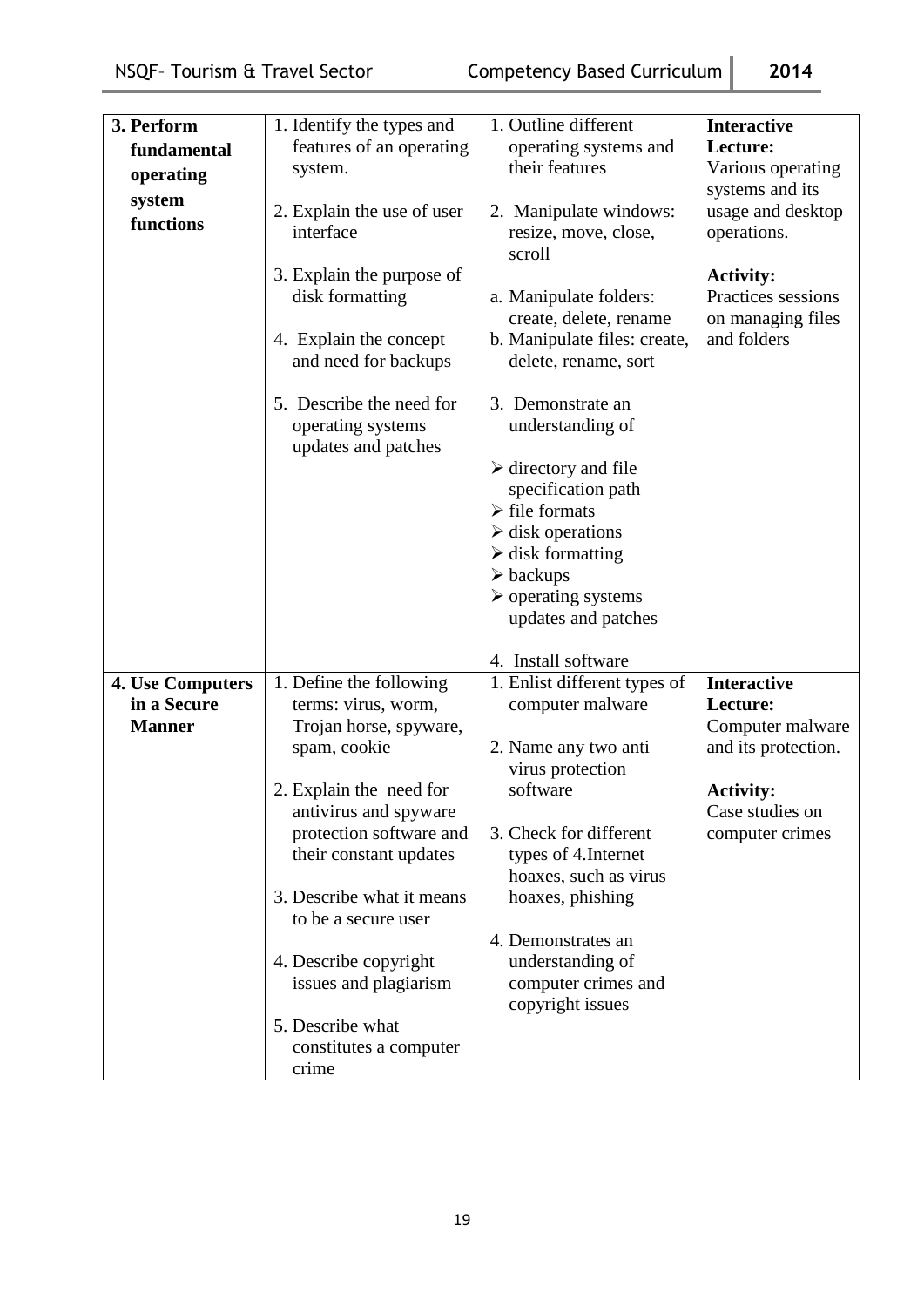| | | | |
|---|---|---|---|
| **3. Perform fundamental operating system functions** | 1. Identify the types and features of an operating system.<br><br>2. Explain the use of user interface<br><br>3. Explain the purpose of disk formatting<br><br>4. Explain the concept and need for backups<br><br>5. Describe the need for operating systems updates and patches | 1. Outline different operating systems and their features<br><br>2. Manipulate windows: resize, move, close, scroll<br><br>a. Manipulate folders: create, delete, rename<br>b. Manipulate files: create, delete, rename, sort<br><br>3. Demonstrate an understanding of<br><br>➢ directory and file specification path<br>➢ file formats<br>➢ disk operations<br>➢ disk formatting<br>➢ backups<br>➢ operating systems updates and patches<br><br>4. Install software | **Interactive Lecture:**<br>Various operating systems and its usage and desktop operations.<br><br>**Activity:**<br>Practices sessions on managing files and folders |
| **4. Use Computers in a Secure Manner** | 1. Define the following terms: virus, worm, Trojan horse, spyware, spam, cookie<br><br>2. Explain the need for antivirus and spyware protection software and their constant updates<br><br>3. Describe what it means to be a secure user<br><br>4. Describe copyright issues and plagiarism<br><br>5. Describe what constitutes a computer crime | 1. Enlist different types of computer malware<br><br>2. Name any two anti virus protection software<br><br>3. Check for different types of 4.Internet hoaxes, such as virus hoaxes, phishing<br><br>4. Demonstrates an understanding of computer crimes and copyright issues | **Interactive Lecture:**<br>Computer malware and its protection.<br><br>**Activity:**<br>Case studies on computer crimes |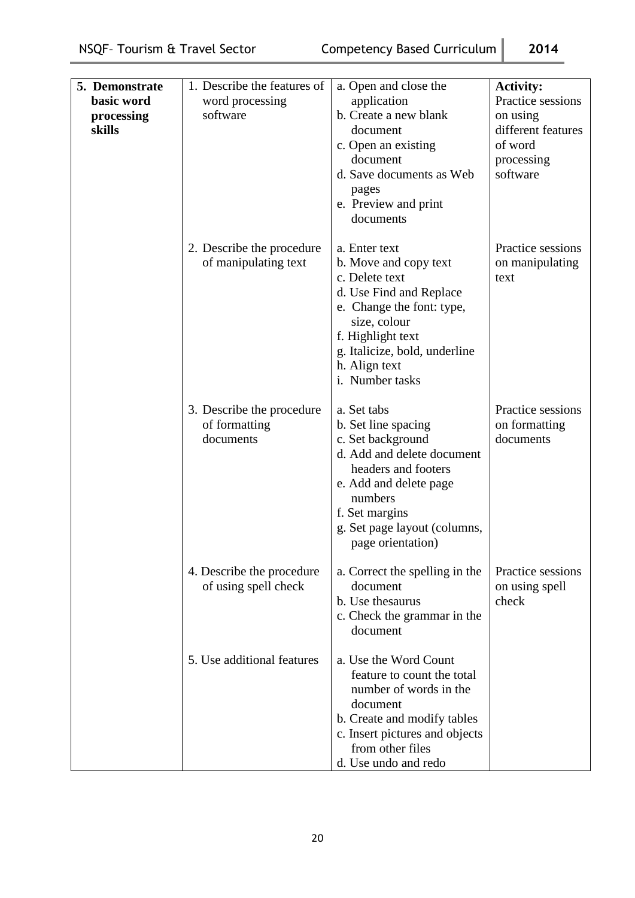| | | | |
|---|---|---|---|
| **5. Demonstrate basic word processing skills** | 1. Describe the features of word processing software | a. Open and close the application<br>b. Create a new blank document<br>c. Open an existing document<br>d. Save documents as Web pages<br>e. Preview and print documents | **Activity:**<br>Practice sessions on using different features of word processing software |
| | 2. Describe the procedure of manipulating text | a. Enter text<br>b. Move and copy text<br>c. Delete text<br>d. Use Find and Replace<br>e. Change the font: type, size, colour<br>f. Highlight text<br>g. Italicize, bold, underline<br>h. Align text<br>i. Number tasks | Practice sessions on manipulating text |
| | 3. Describe the procedure of formatting documents | a. Set tabs<br>b. Set line spacing<br>c. Set background<br>d. Add and delete document headers and footers<br>e. Add and delete page numbers<br>f. Set margins<br>g. Set page layout (columns, page orientation) | Practice sessions on formatting documents |
| | 4. Describe the procedure of using spell check | a. Correct the spelling in the document<br>b. Use thesaurus<br>c. Check the grammar in the document | Practice sessions on using spell check |
| | 5. Use additional features | a. Use the Word Count feature to count the total number of words in the document<br>b. Create and modify tables<br>c. Insert pictures and objects from other files<br>d. Use undo and redo | |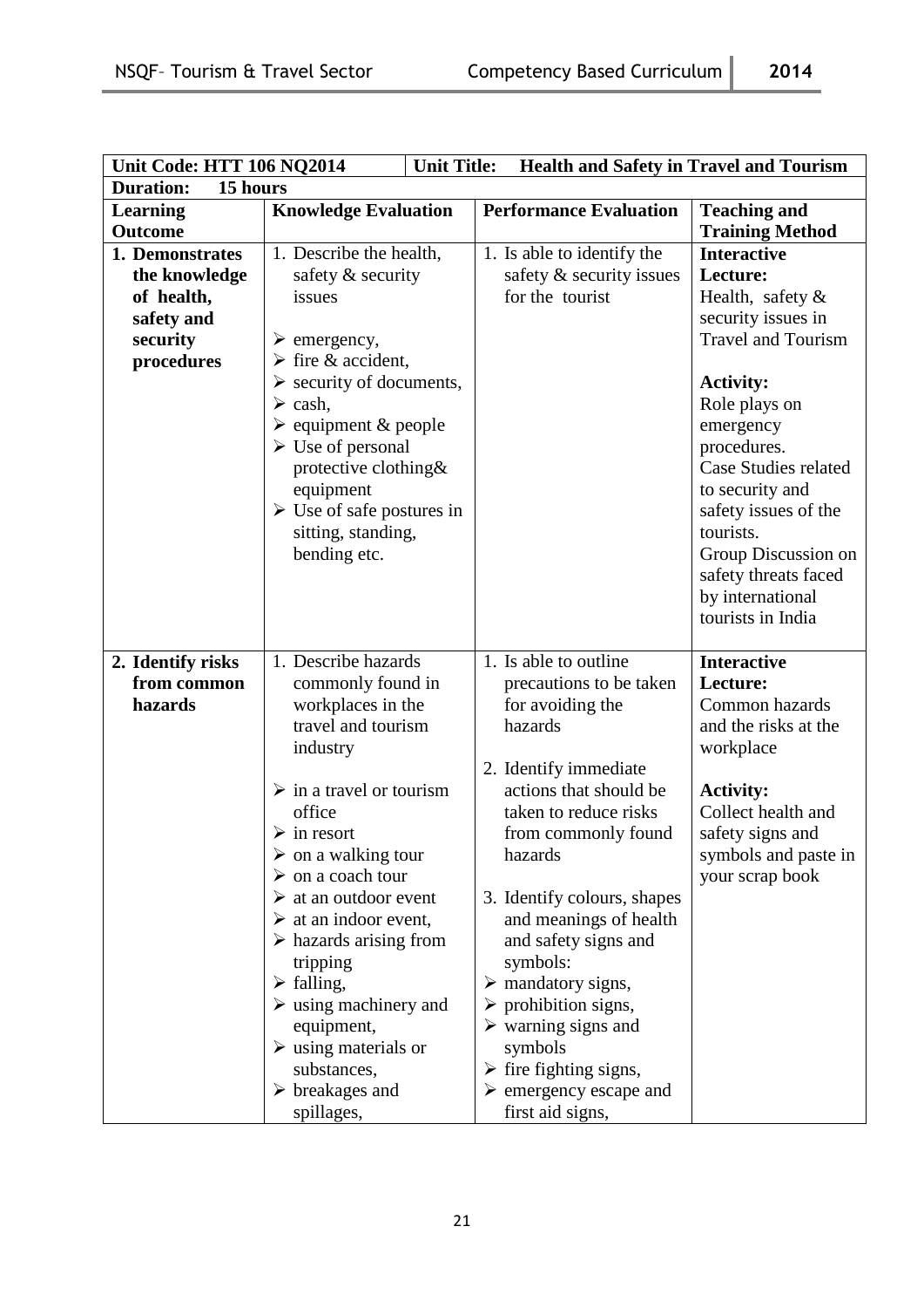| Unit Code: HTT 106 NQ2014 | Unit Title: Health and Safety in Travel and Tourism | | |
|---|---|---|---|
| **Duration: 15 hours** | | | |
| **Learning Outcome** | **Knowledge Evaluation** | **Performance Evaluation** | **Teaching and Training Method** |
| **1. Demonstrates the knowledge of health, safety and security procedures** | 1. Describe the health, safety & security issues<br>➢ emergency,<br>➢ fire & accident,<br>➢ security of documents,<br>➢ cash,<br>➢ equipment & people<br>➢ Use of personal protective clothing& equipment<br>➢ Use of safe postures in sitting, standing, bending etc. | 1. Is able to identify the safety & security issues for the tourist | **Interactive Lecture:**<br>Health, safety & security issues in Travel and Tourism<br><br>**Activity:**<br>Role plays on emergency procedures.<br>Case Studies related to security and safety issues of the tourists.<br>Group Discussion on safety threats faced by international tourists in India |
| **2. Identify risks from common hazards** | 1. Describe hazards commonly found in workplaces in the travel and tourism industry<br>➢ in a travel or tourism office<br>➢ in resort<br>➢ on a walking tour<br>➢ on a coach tour<br>➢ at an outdoor event<br>➢ at an indoor event,<br>➢ hazards arising from tripping<br>➢ falling,<br>➢ using machinery and equipment,<br>➢ using materials or substances,<br>➢ breakages and spillages, | 1. Is able to outline precautions to be taken for avoiding the hazards<br><br>2. Identify immediate actions that should be taken to reduce risks from commonly found hazards<br><br>3. Identify colours, shapes and meanings of health and safety signs and symbols:<br>➢ mandatory signs,<br>➢ prohibition signs,<br>➢ warning signs and symbols<br>➢ fire fighting signs,<br>➢ emergency escape and first aid signs, | **Interactive Lecture:**<br>Common hazards and the risks at the workplace<br><br>**Activity:**<br>Collect health and safety signs and symbols and paste in your scrap book |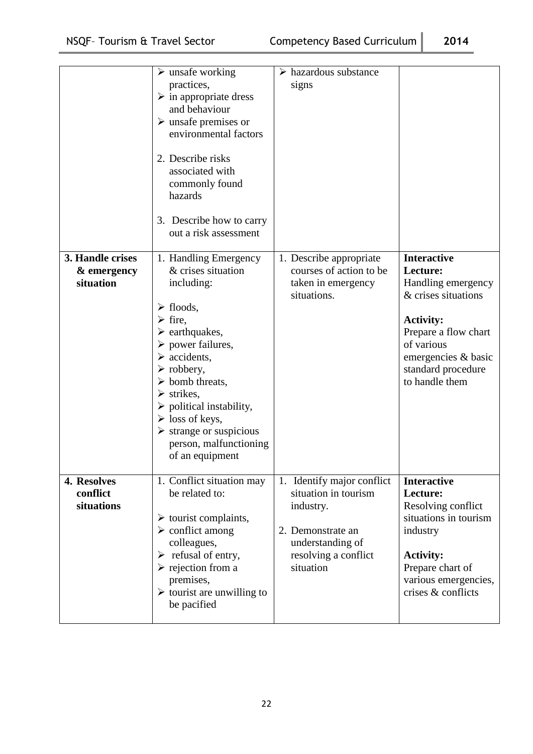|  |  |  |  |
|---|---|---|---|
|  | ➢ unsafe working practices,<br>➢ in appropriate dress and behaviour<br>➢ unsafe premises or environmental factors<br><br>2. Describe risks associated with commonly found hazards<br><br>3. Describe how to carry out a risk assessment | ➢ hazardous substance signs |  |
| **3. Handle crises & emergency situation** | 1. Handling Emergency & crises situation including:<br><br>➢ floods,<br>➢ fire,<br>➢ earthquakes,<br>➢ power failures,<br>➢ accidents,<br>➢ robbery,<br>➢ bomb threats,<br>➢ strikes,<br>➢ political instability,<br>➢ loss of keys,<br>➢ strange or suspicious person, malfunctioning of an equipment | 1. Describe appropriate courses of action to be taken in emergency situations. | **Interactive Lecture:**<br>Handling emergency & crises situations<br><br>**Activity:**<br>Prepare a flow chart of various emergencies & basic standard procedure to handle them |
| **4. Resolves conflict situations** | 1. Conflict situation may be related to:<br><br>➢ tourist complaints,<br>➢ conflict among colleagues,<br>➢ refusal of entry,<br>➢ rejection from a premises,<br>➢ tourist are unwilling to be pacified | 1. Identify major conflict situation in tourism industry.<br><br>2. Demonstrate an understanding of resolving a conflict situation | **Interactive Lecture:**<br>Resolving conflict situations in tourism industry<br><br>**Activity:**<br>Prepare chart of various emergencies, crises & conflicts |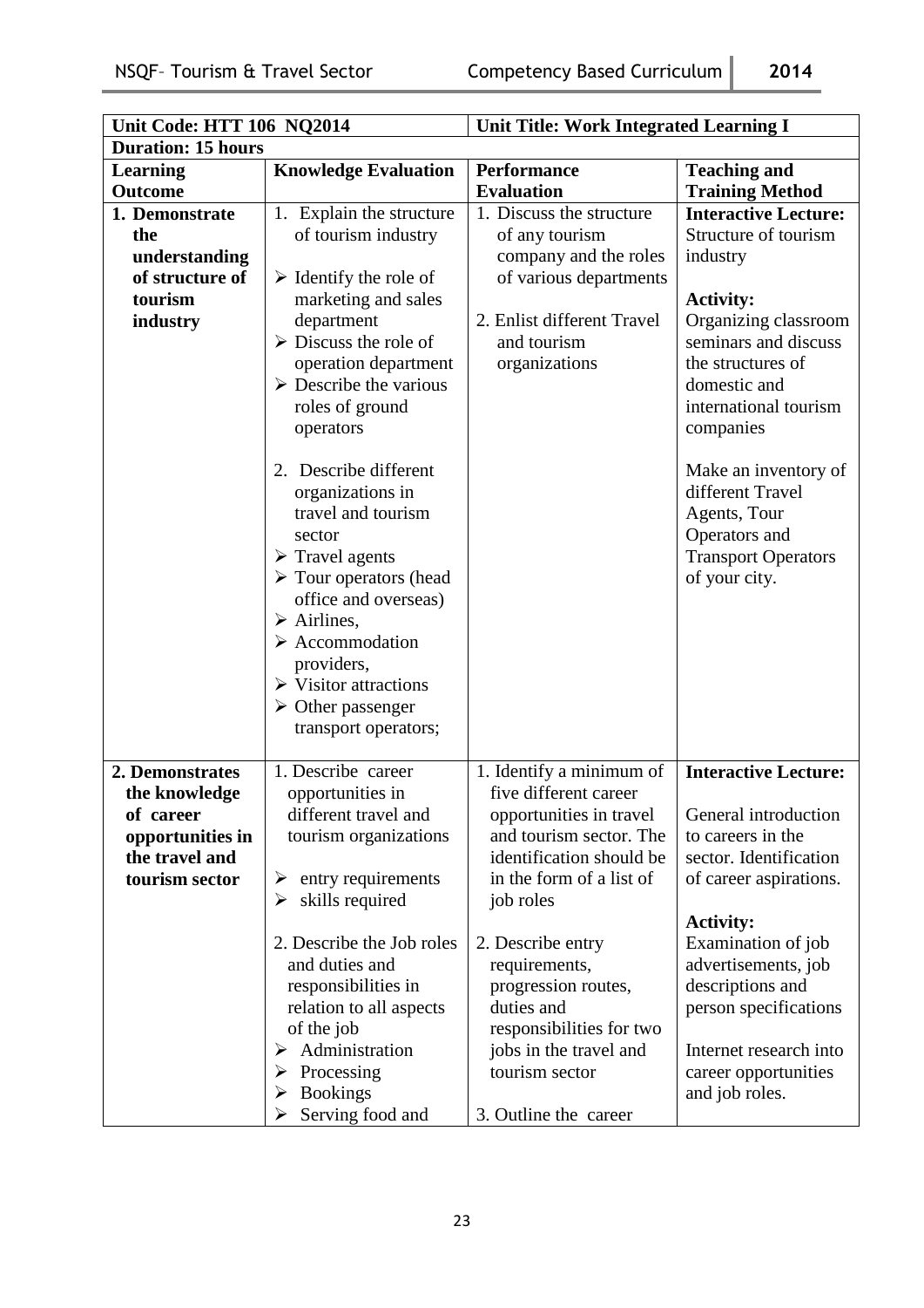| Unit Code: HTT 106 NQ2014 | | Unit Title: Work Integrated Learning I | |
|---|---|---|---|
| **Duration: 15 hours** | | | |
| **Learning Outcome** | **Knowledge Evaluation** | **Performance Evaluation** | **Teaching and Training Method** |
| **1. Demonstrate the understanding of structure of tourism industry** | 1. Explain the structure of tourism industry<br>➢ Identify the role of marketing and sales department<br>➢ Discuss the role of operation department<br>➢ Describe the various roles of ground operators<br><br>2. Describe different organizations in travel and tourism sector<br>➢ Travel agents<br>➢ Tour operators (head office and overseas)<br>➢ Airlines,<br>➢ Accommodation providers,<br>➢ Visitor attractions<br>➢ Other passenger transport operators; | 1. Discuss the structure of any tourism company and the roles of various departments<br><br>2. Enlist different Travel and tourism organizations | **Interactive Lecture:** Structure of tourism industry<br><br>**Activity:** Organizing classroom seminars and discuss the structures of domestic and international tourism companies<br><br>Make an inventory of different Travel Agents, Tour Operators and Transport Operators of your city. |
| **2. Demonstrates the knowledge of career opportunities in the travel and tourism sector** | 1. Describe career opportunities in different travel and tourism organizations<br>➢ entry requirements<br>➢ skills required<br><br>2. Describe the Job roles and duties and responsibilities in relation to all aspects of the job<br>➢ Administration<br>➢ Processing<br>➢ Bookings<br>➢ Serving food and | 1. Identify a minimum of five different career opportunities in travel and tourism sector. The identification should be in the form of a list of job roles<br><br>2. Describe entry requirements, progression routes, duties and responsibilities for two jobs in the travel and tourism sector<br><br>3. Outline the career | **Interactive Lecture:**<br><br>General introduction to careers in the sector. Identification of career aspirations.<br><br>**Activity:** Examination of job advertisements, job descriptions and person specifications<br><br>Internet research into career opportunities and job roles. |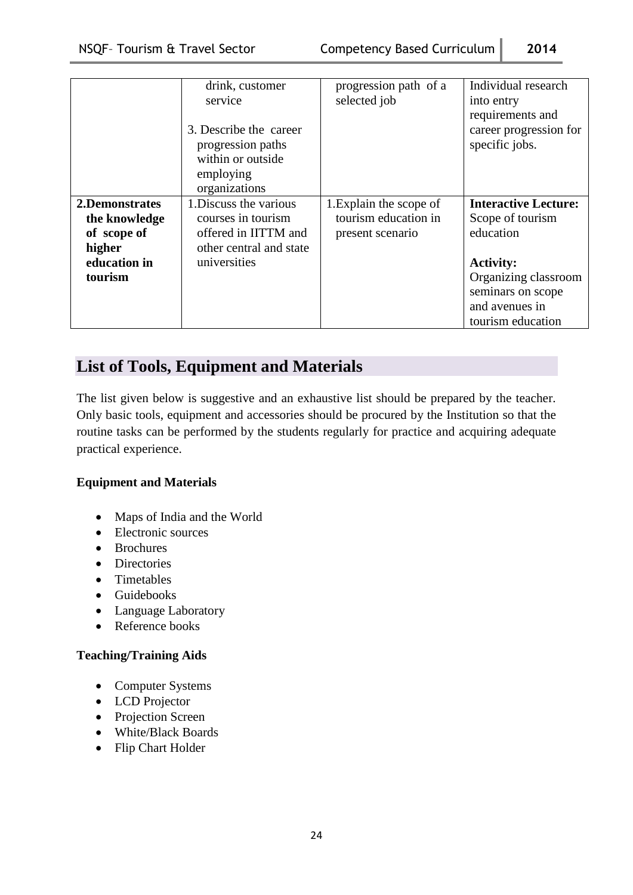| | | | |
|---|---|---|---|
| | drink, customer service<br><br>3. Describe the career progression paths within or outside employing organizations | progression path of a selected job | Individual research into entry requirements and career progression for specific jobs. |
| **2.Demonstrates the knowledge of scope of higher education in tourism** | 1.Discuss the various courses in tourism offered in IITTM and other central and state universities | 1.Explain the scope of tourism education in present scenario | **Interactive Lecture:** Scope of tourism education<br><br>**Activity:** Organizing classroom seminars on scope and avenues in tourism education |

## List of Tools, Equipment and Materials

The list given below is suggestive and an exhaustive list should be prepared by the teacher. Only basic tools, equipment and accessories should be procured by the Institution so that the routine tasks can be performed by the students regularly for practice and acquiring adequate practical experience.

**Equipment and Materials**

- Maps of India and the World
- Electronic sources
- Brochures
- Directories
- Timetables
- Guidebooks
- Language Laboratory
- Reference books

**Teaching/Training Aids**

- Computer Systems
- LCD Projector
- Projection Screen
- White/Black Boards
- Flip Chart Holder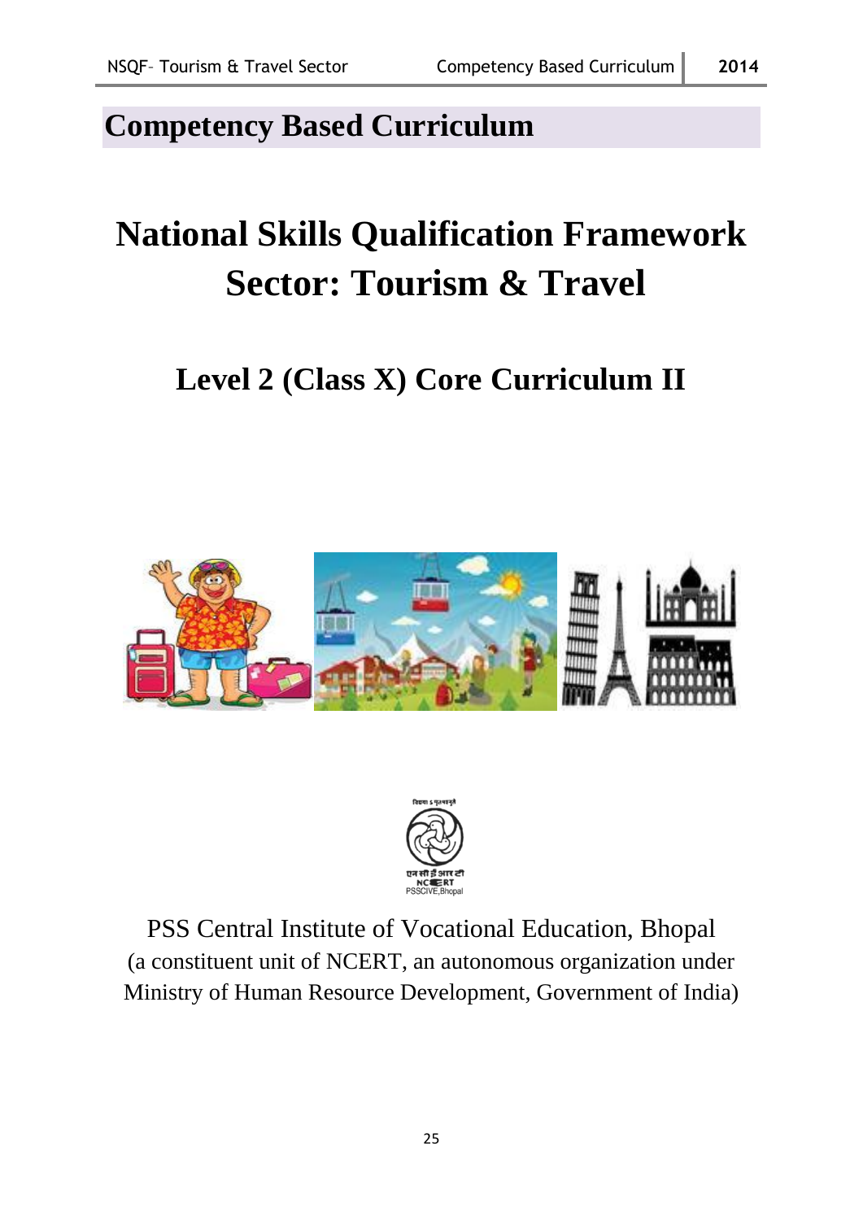# Competency Based Curriculum

# National Skills Qualification Framework
# Sector: Tourism & Travel

## Level 2 (Class X) Core Curriculum II

PSS Central Institute of Vocational Education, Bhopal
(a constituent unit of NCERT, an autonomous organization under Ministry of Human Resource Development, Government of India)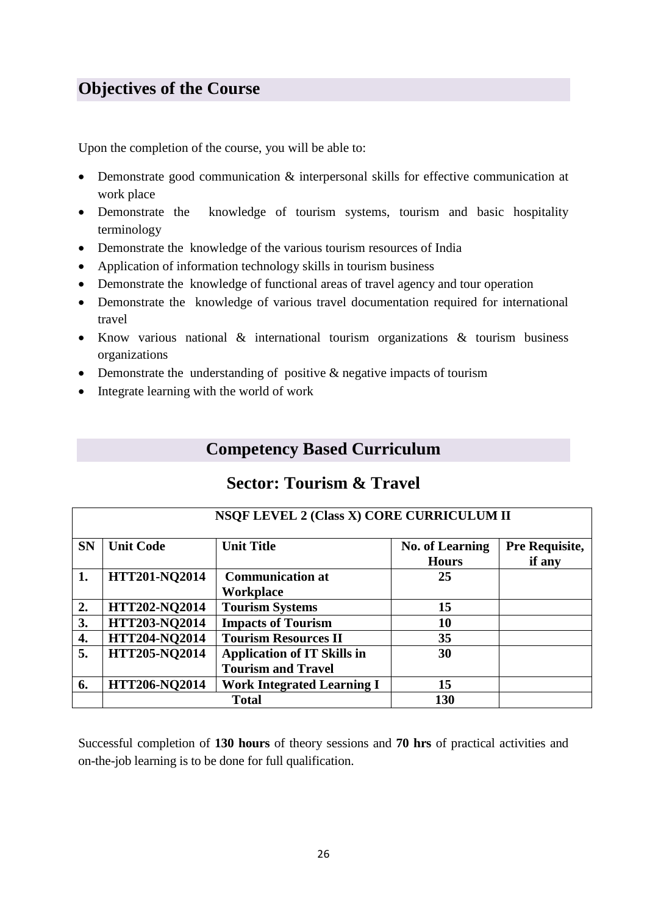## Objectives of the Course

Upon the completion of the course, you will be able to:

- Demonstrate good communication & interpersonal skills for effective communication at work place
- Demonstrate the knowledge of tourism systems, tourism and basic hospitality terminology
- Demonstrate the knowledge of the various tourism resources of India
- Application of information technology skills in tourism business
- Demonstrate the knowledge of functional areas of travel agency and tour operation
- Demonstrate the knowledge of various travel documentation required for international travel
- Know various national & international tourism organizations & tourism business organizations
- Demonstrate the understanding of positive & negative impacts of tourism
- Integrate learning with the world of work

## Competency Based Curriculum

## Sector: Tourism & Travel

| NSQF LEVEL 2 (Class X) CORE CURRICULUM II | | | | |
|---|---|---|---|---|
| **SN** | **Unit Code** | **Unit Title** | **No. of Learning Hours** | **Pre Requisite, if any** |
| **1.** | **HTT201-NQ2014** | **Communication at Workplace** | **25** | |
| **2.** | **HTT202-NQ2014** | **Tourism Systems** | **15** | |
| **3.** | **HTT203-NQ2014** | **Impacts of Tourism** | **10** | |
| **4.** | **HTT204-NQ2014** | **Tourism Resources II** | **35** | |
| **5.** | **HTT205-NQ2014** | **Application of IT Skills in Tourism and Travel** | **30** | |
| **6.** | **HTT206-NQ2014** | **Work Integrated Learning I** | **15** | |
| | **Total** | | **130** | |

Successful completion of **130 hours** of theory sessions and **70 hrs** of practical activities and on-the-job learning is to be done for full qualification.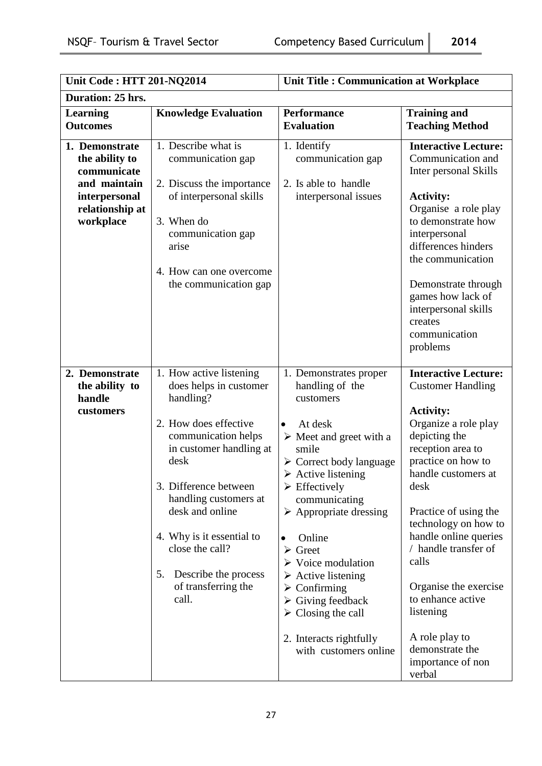| Unit Code : HTT 201-NQ2014 | | Unit Title : Communication at Workplace | |
|---|---|---|---|
| **Duration: 25 hrs.** | | | |
| **Learning Outcomes** | **Knowledge Evaluation** | **Performance Evaluation** | **Training and Teaching Method** |
| **1. Demonstrate the ability to communicate and maintain interpersonal relationship at workplace** | 1. Describe what is communication gap<br><br>2. Discuss the importance of interpersonal skills<br><br>3. When do communication gap arise<br><br>4. How can one overcome the communication gap | 1. Identify communication gap<br><br>2. Is able to handle interpersonal issues | **Interactive Lecture:** Communication and Inter personal Skills<br><br>**Activity:** Organise a role play to demonstrate how interpersonal differences hinders the communication<br><br>Demonstrate through games how lack of interpersonal skills creates communication problems |
| **2. Demonstrate the ability to handle customers** | 1. How active listening does helps in customer handling?<br><br>2. How does effective communication helps in customer handling at desk<br><br>3. Difference between handling customers at desk and online<br><br>4. Why is it essential to close the call?<br><br>5. Describe the process of transferring the call. | 1. Demonstrates proper handling of the customers<br><br>• At desk<br>➢ Meet and greet with a smile<br>➢ Correct body language<br>➢ Active listening<br>➢ Effectively communicating<br>➢ Appropriate dressing<br><br>• Online<br>➢ Greet<br>➢ Voice modulation<br>➢ Active listening<br>➢ Confirming<br>➢ Giving feedback<br>➢ Closing the call<br><br>2. Interacts rightfully with customers online | **Interactive Lecture:** Customer Handling<br><br>**Activity:** Organize a role play depicting the reception area to practice on how to handle customers at desk<br><br>Practice of using the technology on how to handle online queries / handle transfer of calls<br><br>Organise the exercise to enhance active listening<br><br>A role play to demonstrate the importance of non verbal |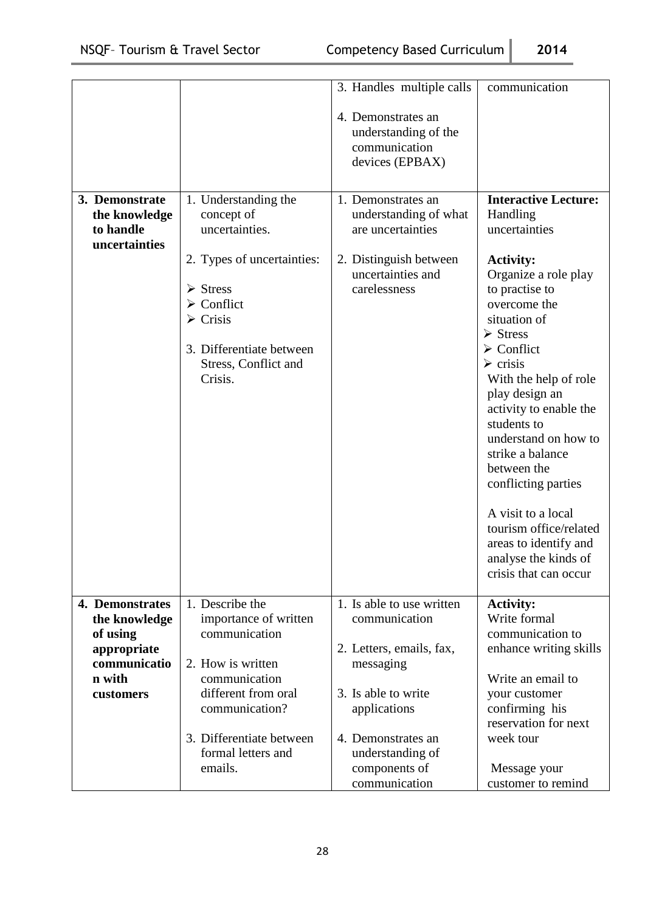| | | 3. Handles multiple calls<br><br>4. Demonstrates an understanding of the communication devices (EPBAX) | communication |
|---|---|---|---|
| **3. Demonstrate the knowledge to handle uncertainties** | 1. Understanding the concept of uncertainties.<br><br>2. Types of uncertainties:<br><br>➢ Stress<br>➢ Conflict<br>➢ Crisis<br><br>3. Differentiate between Stress, Conflict and Crisis. | 1. Demonstrates an understanding of what are uncertainties<br><br>2. Distinguish between uncertainties and carelessness | **Interactive Lecture:** Handling uncertainties<br><br>**Activity:**<br>Organize a role play to practise to overcome the situation of<br>➢ Stress<br>➢ Conflict<br>➢ crisis<br>With the help of role play design an activity to enable the students to understand on how to strike a balance between the conflicting parties<br><br>A visit to a local tourism office/related areas to identify and analyse the kinds of crisis that can occur |
| **4. Demonstrates the knowledge of using appropriate communication with customers** | 1. Describe the importance of written communication<br><br>2. How is written communication different from oral communication?<br><br>3. Differentiate between formal letters and emails. | 1. Is able to use written communication<br><br>2. Letters, emails, fax, messaging<br><br>3. Is able to write applications<br><br>4. Demonstrates an understanding of components of communication | **Activity:**<br>Write formal communication to enhance writing skills<br><br>Write an email to your customer confirming his reservation for next week tour<br><br>Message your customer to remind |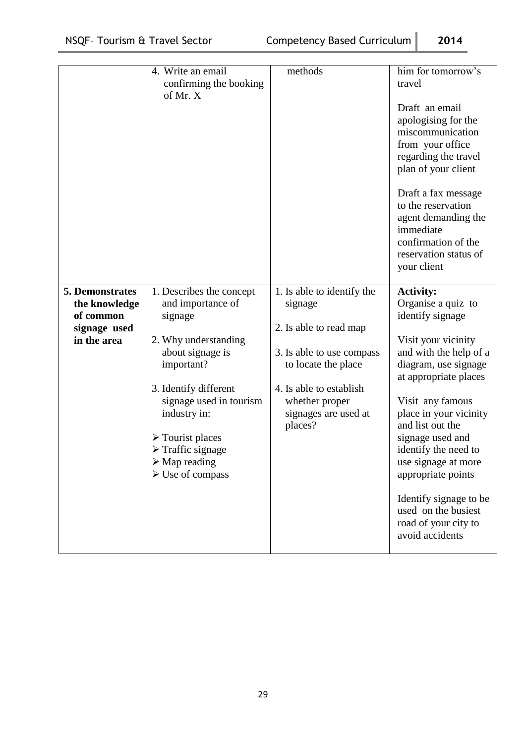| | | | |
|---|---|---|---|
| | 4. Write an email confirming the booking of Mr. X | methods | him for tomorrow's travel<br><br>Draft an email apologising for the miscommunication from your office regarding the travel plan of your client<br><br>Draft a fax message to the reservation agent demanding the immediate confirmation of the reservation status of your client |
| **5. Demonstrates the knowledge of common signage used in the area** | 1. Describes the concept and importance of signage<br><br>2. Why understanding about signage is important?<br><br>3. Identify different signage used in tourism industry in:<br><br>➢ Tourist places<br>➢ Traffic signage<br>➢ Map reading<br>➢ Use of compass | 1. Is able to identify the signage<br><br>2. Is able to read map<br><br>3. Is able to use compass to locate the place<br><br>4. Is able to establish whether proper signages are used at places? | **Activity:**<br>Organise a quiz to identify signage<br><br>Visit your vicinity and with the help of a diagram, use signage at appropriate places<br><br>Visit any famous place in your vicinity and list out the signage used and identify the need to use signage at more appropriate points<br><br>Identify signage to be used on the busiest road of your city to avoid accidents |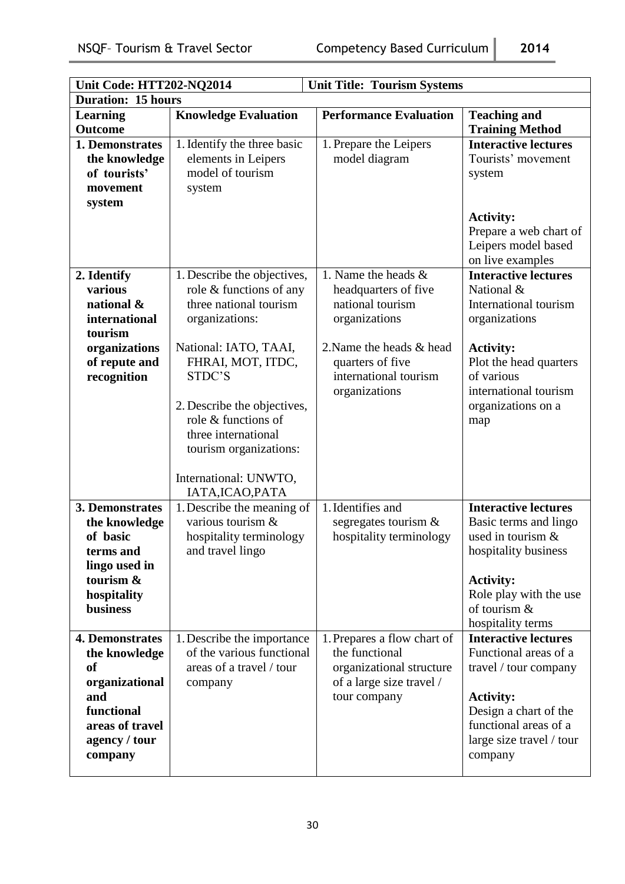| Unit Code: HTT202-NQ2014 | | Unit Title: Tourism Systems | |
|---|---|---|---|
| **Duration: 15 hours** | | | |
| **Learning Outcome** | **Knowledge Evaluation** | **Performance Evaluation** | **Teaching and Training Method** |
| **1. Demonstrates the knowledge of tourists' movement system** | 1. Identify the three basic elements in Leipers model of tourism system | 1. Prepare the Leipers model diagram | **Interactive lectures** Tourists' movement system<br><br>**Activity:** Prepare a web chart of Leipers model based on live examples |
| **2. Identify various national & international tourism organizations of repute and recognition** | 1. Describe the objectives, role & functions of any three national tourism organizations:<br><br>National: IATO, TAAI, FHRAI, MOT, ITDC, STDC'S<br><br>2. Describe the objectives, role & functions of three international tourism organizations:<br><br>International: UNWTO, IATA,ICAO,PATA | 1. Name the heads & headquarters of five national tourism organizations<br><br>2.Name the heads & head quarters of five international tourism organizations | **Interactive lectures** National & International tourism organizations<br><br>**Activity:** Plot the head quarters of various international tourism organizations on a map |
| **3. Demonstrates the knowledge of basic terms and lingo used in tourism & hospitality business** | 1. Describe the meaning of various tourism & hospitality terminology and travel lingo | 1. Identifies and segregates tourism & hospitality terminology | **Interactive lectures** Basic terms and lingo used in tourism & hospitality business<br><br>**Activity:** Role play with the use of tourism & hospitality terms |
| **4. Demonstrates the knowledge of organizational and functional areas of travel agency / tour company** | 1. Describe the importance of the various functional areas of a travel / tour company | 1. Prepares a flow chart of the functional organizational structure of a large size travel / tour company | **Interactive lectures** Functional areas of a travel / tour company<br><br>**Activity:** Design a chart of the functional areas of a large size travel / tour company |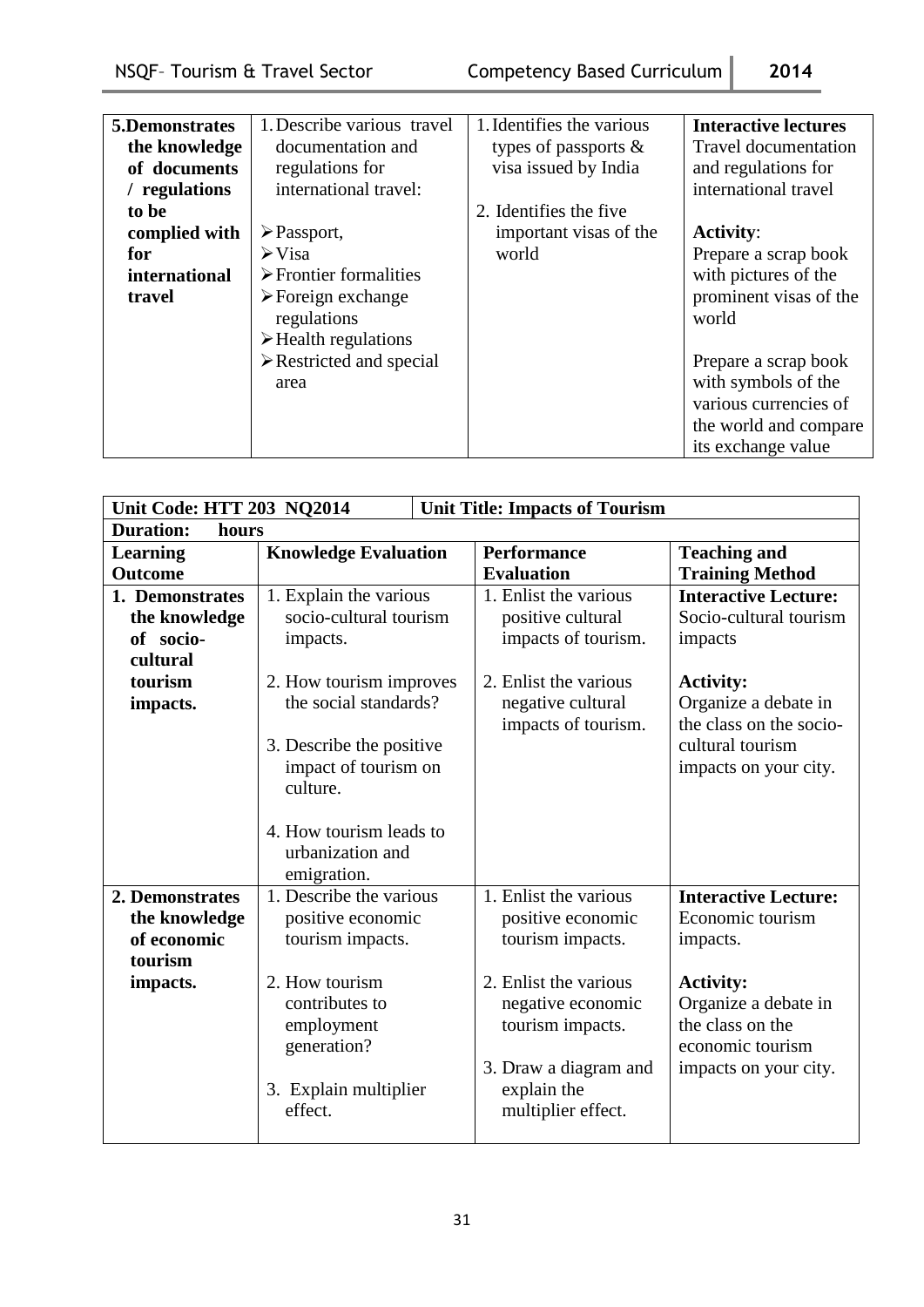| | | | |
|---|---|---|---|
| **5.Demonstrates the knowledge of documents / regulations to be complied with for international travel** | 1. Describe various travel documentation and regulations for international travel:<br>➢ Passport,<br>➢ Visa<br>➢ Frontier formalities<br>➢ Foreign exchange regulations<br>➢ Health regulations<br>➢ Restricted and special area | 1. Identifies the various types of passports & visa issued by India<br><br>2. Identifies the five important visas of the world | **Interactive lectures**<br>Travel documentation and regulations for international travel<br><br>**Activity**:<br>Prepare a scrap book with pictures of the prominent visas of the world<br><br>Prepare a scrap book with symbols of the various currencies of the world and compare its exchange value |

| **Unit Code: HTT 203 NQ2014** | **Unit Title: Impacts of Tourism** | | |
|---|---|---|---|
| **Duration: hours** | | | |
| **Learning Outcome** | **Knowledge Evaluation** | **Performance Evaluation** | **Teaching and Training Method** |
| **1. Demonstrates the knowledge of socio-cultural tourism impacts.** | 1. Explain the various socio-cultural tourism impacts.<br><br>2. How tourism improves the social standards?<br><br>3. Describe the positive impact of tourism on culture.<br><br>4. How tourism leads to urbanization and emigration. | 1. Enlist the various positive cultural impacts of tourism.<br><br>2. Enlist the various negative cultural impacts of tourism. | **Interactive Lecture:**<br>Socio-cultural tourism impacts<br><br>**Activity:**<br>Organize a debate in the class on the socio-cultural tourism impacts on your city. |
| **2. Demonstrates the knowledge of economic tourism impacts.** | 1. Describe the various positive economic tourism impacts.<br><br>2. How tourism contributes to employment generation?<br><br>3. Explain multiplier effect. | 1. Enlist the various positive economic tourism impacts.<br><br>2. Enlist the various negative economic tourism impacts.<br><br>3. Draw a diagram and explain the multiplier effect. | **Interactive Lecture:**<br>Economic tourism impacts.<br><br>**Activity:**<br>Organize a debate in the class on the economic tourism impacts on your city. |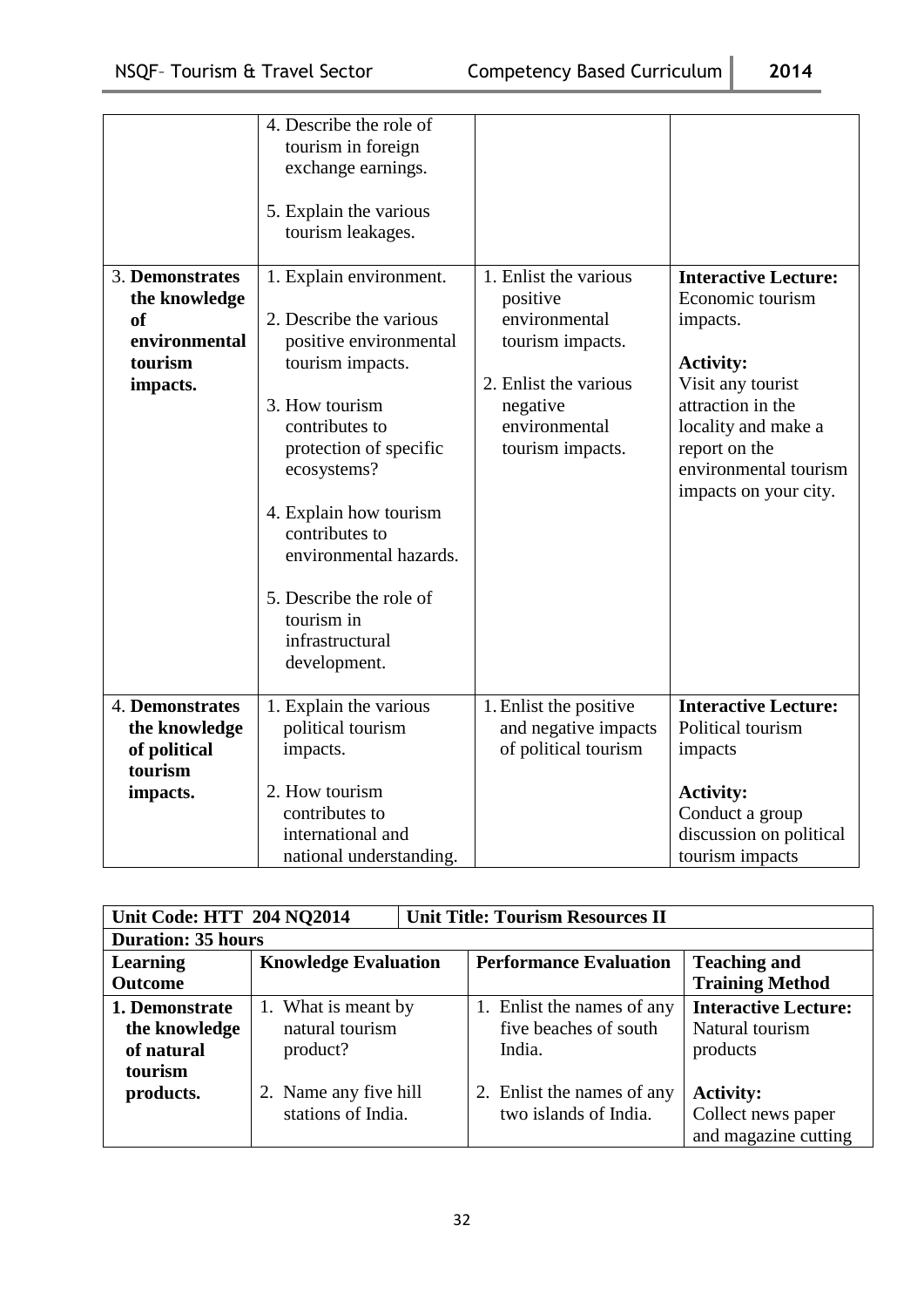| | | | |
|---|---|---|---|
| | 4. Describe the role of tourism in foreign exchange earnings.<br><br>5. Explain the various tourism leakages. | | |
| 3. **Demonstrates the knowledge of environmental tourism impacts.** | 1. Explain environment.<br><br>2. Describe the various positive environmental tourism impacts.<br><br>3. How tourism contributes to protection of specific ecosystems?<br><br>4. Explain how tourism contributes to environmental hazards.<br><br>5. Describe the role of tourism in infrastructural development. | 1. Enlist the various positive environmental tourism impacts.<br><br>2. Enlist the various negative environmental tourism impacts. | **Interactive Lecture:** Economic tourism impacts.<br><br>**Activity:** Visit any tourist attraction in the locality and make a report on the environmental tourism impacts on your city. |
| 4. **Demonstrates the knowledge of political tourism impacts.** | 1. Explain the various political tourism impacts.<br><br>2. How tourism contributes to international and national understanding. | 1. Enlist the positive and negative impacts of political tourism | **Interactive Lecture:** Political tourism impacts<br><br>**Activity:** Conduct a group discussion on political tourism impacts |

| **Unit Code: HTT 204 NQ2014** | **Unit Title: Tourism Resources II** | | |
|---|---|---|---|
| **Duration: 35 hours** | | | |
| **Learning Outcome** | **Knowledge Evaluation** | **Performance Evaluation** | **Teaching and Training Method** |
| **1. Demonstrate the knowledge of natural tourism products.** | 1. What is meant by natural tourism product?<br><br>2. Name any five hill stations of India. | 1. Enlist the names of any five beaches of south India.<br><br>2. Enlist the names of any two islands of India. | **Interactive Lecture:** Natural tourism products<br><br>**Activity:** Collect news paper and magazine cutting |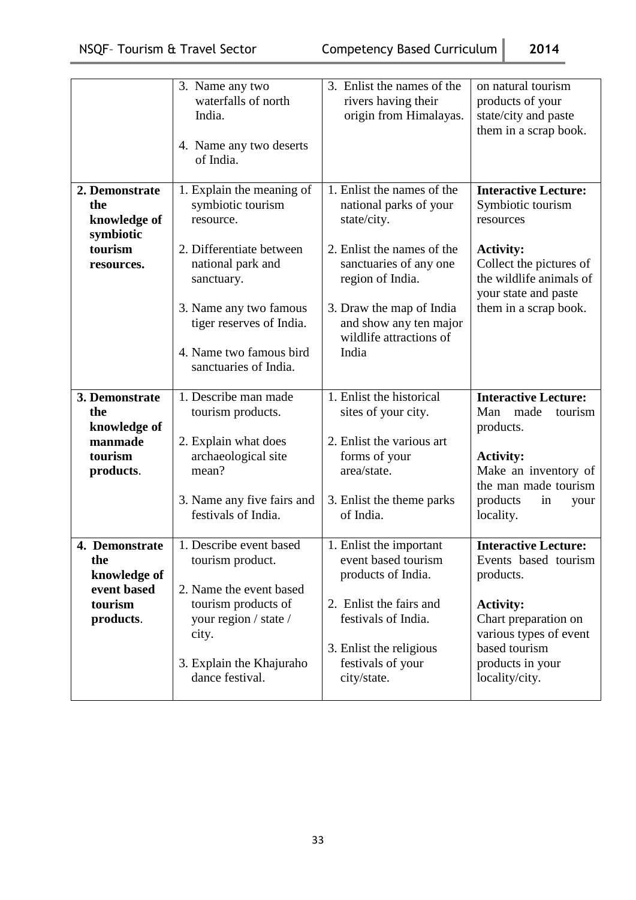| | | | |
|---|---|---|---|
| | 3. Name any two waterfalls of north India.<br><br>4. Name any two deserts of India. | 3. Enlist the names of the rivers having their origin from Himalayas. | on natural tourism products of your state/city and paste them in a scrap book. |
| **2. Demonstrate the knowledge of symbiotic tourism resources.** | 1. Explain the meaning of symbiotic tourism resource.<br><br>2. Differentiate between national park and sanctuary.<br><br>3. Name any two famous tiger reserves of India.<br><br>4. Name two famous bird sanctuaries of India. | 1. Enlist the names of the national parks of your state/city.<br><br>2. Enlist the names of the sanctuaries of any one region of India.<br><br>3. Draw the map of India and show any ten major wildlife attractions of India | **Interactive Lecture:** Symbiotic tourism resources<br><br>**Activity:** Collect the pictures of the wildlife animals of your state and paste them in a scrap book. |
| **3. Demonstrate the knowledge of manmade tourism products.** | 1. Describe man made tourism products.<br><br>2. Explain what does archaeological site mean?<br><br>3. Name any five fairs and festivals of India. | 1. Enlist the historical sites of your city.<br><br>2. Enlist the various art forms of your area/state.<br><br>3. Enlist the theme parks of India. | **Interactive Lecture:** Man made tourism products.<br><br>**Activity:** Make an inventory of the man made tourism products in your locality. |
| **4. Demonstrate the knowledge of event based tourism products.** | 1. Describe event based tourism product.<br><br>2. Name the event based tourism products of your region / state / city.<br><br>3. Explain the Khajuraho dance festival. | 1. Enlist the important event based tourism products of India.<br><br>2. Enlist the fairs and festivals of India.<br><br>3. Enlist the religious festivals of your city/state. | **Interactive Lecture:** Events based tourism products.<br><br>**Activity:** Chart preparation on various types of event based tourism products in your locality/city. |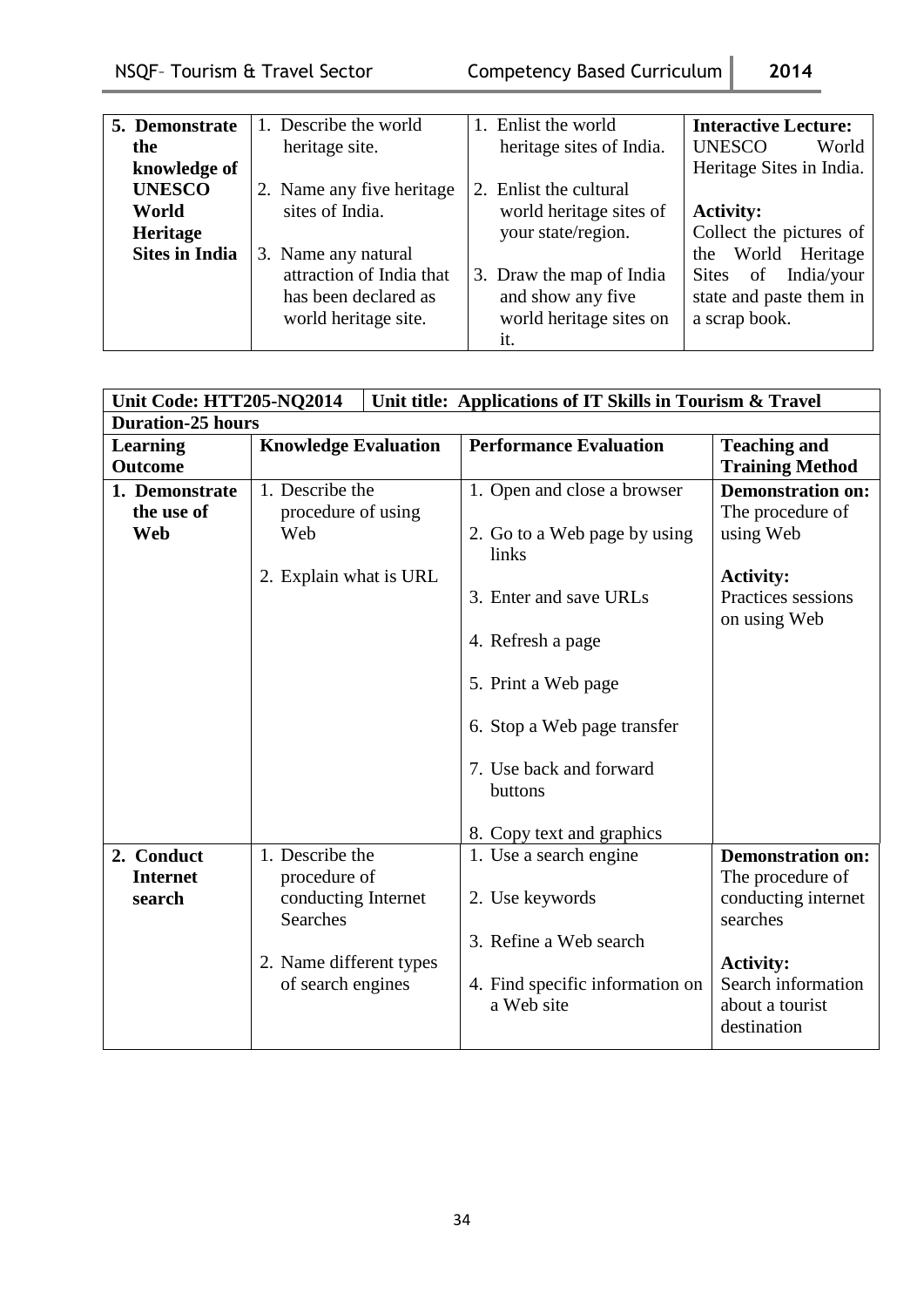| | | | |
|---|---|---|---|
| **5. Demonstrate the knowledge of UNESCO World Heritage Sites in India** | 1. Describe the world heritage site.<br><br>2. Name any five heritage sites of India.<br><br>3. Name any natural attraction of India that has been declared as world heritage site. | 1. Enlist the world heritage sites of India.<br><br>2. Enlist the cultural world heritage sites of your state/region.<br><br>3. Draw the map of India and show any five world heritage sites on it. | **Interactive Lecture:** UNESCO World Heritage Sites in India.<br><br>**Activity:** Collect the pictures of the World Heritage Sites of India/your state and paste them in a scrap book. |

| **Unit Code: HTT205-NQ2014** | **Unit title: Applications of IT Skills in Tourism & Travel** | | |
|---|---|---|---|
| **Duration-25 hours** | | | |
| **Learning Outcome** | **Knowledge Evaluation** | **Performance Evaluation** | **Teaching and Training Method** |
| **1. Demonstrate the use of Web** | 1. Describe the procedure of using Web<br><br>2. Explain what is URL | 1. Open and close a browser<br><br>2. Go to a Web page by using links<br><br>3. Enter and save URLs<br><br>4. Refresh a page<br><br>5. Print a Web page<br><br>6. Stop a Web page transfer<br><br>7. Use back and forward buttons<br><br>8. Copy text and graphics | **Demonstration on:** The procedure of using Web<br><br>**Activity:** Practices sessions on using Web |
| **2. Conduct Internet search** | 1. Describe the procedure of conducting Internet Searches<br><br>2. Name different types of search engines | 1. Use a search engine<br><br>2. Use keywords<br><br>3. Refine a Web search<br><br>4. Find specific information on a Web site | **Demonstration on:** The procedure of conducting internet searches<br><br>**Activity:** Search information about a tourist destination |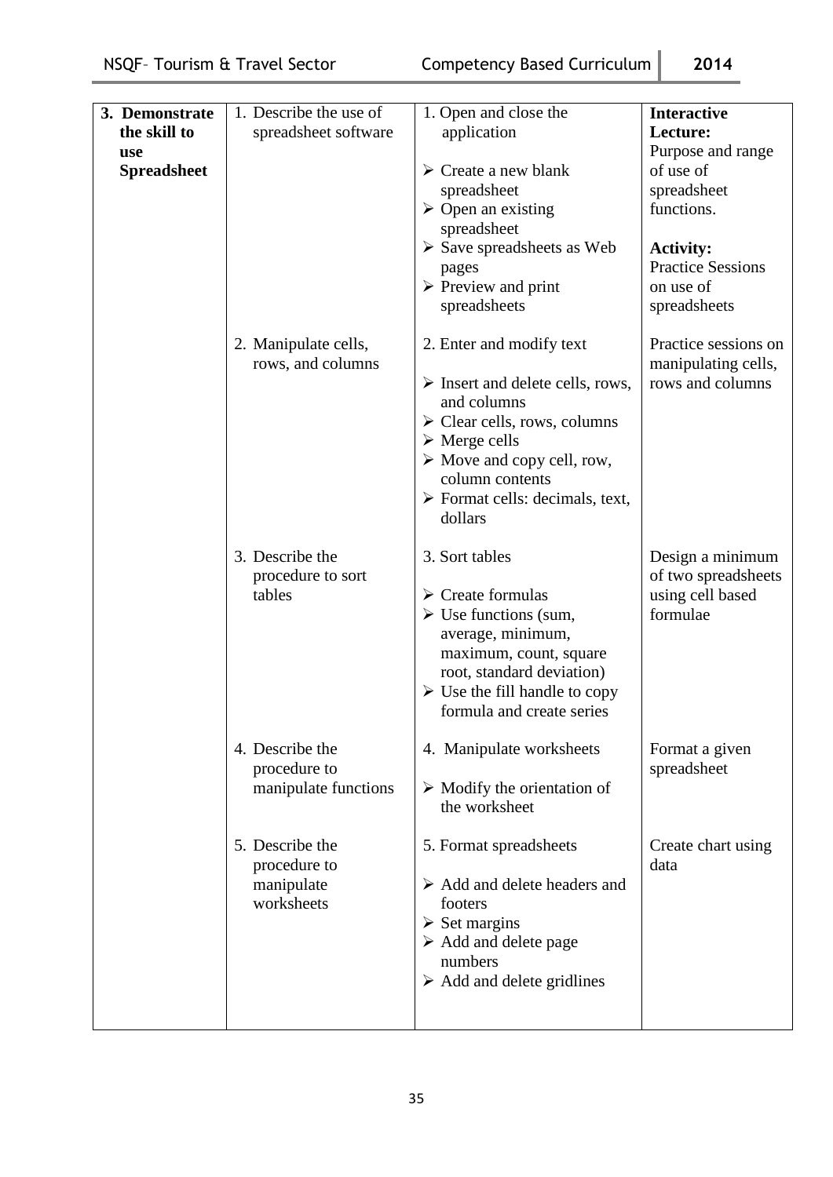| | | | |
|---|---|---|---|
| **3. Demonstrate the skill to use Spreadsheet** | 1. Describe the use of spreadsheet software | 1. Open and close the application<br><br>➢ Create a new blank spreadsheet<br>➢ Open an existing spreadsheet<br>➢ Save spreadsheets as Web pages<br>➢ Preview and print spreadsheets | **Interactive Lecture:**<br>Purpose and range of use of spreadsheet functions.<br><br>**Activity:**<br>Practice Sessions on use of spreadsheets |
| | 2. Manipulate cells, rows, and columns | 2. Enter and modify text<br><br>➢ Insert and delete cells, rows, and columns<br>➢ Clear cells, rows, columns<br>➢ Merge cells<br>➢ Move and copy cell, row, column contents<br>➢ Format cells: decimals, text, dollars | Practice sessions on manipulating cells, rows and columns |
| | 3. Describe the procedure to sort tables | 3. Sort tables<br><br>➢ Create formulas<br>➢ Use functions (sum, average, minimum, maximum, count, square root, standard deviation)<br>➢ Use the fill handle to copy formula and create series | Design a minimum of two spreadsheets using cell based formulae |
| | 4. Describe the procedure to manipulate functions | 4. Manipulate worksheets<br><br>➢ Modify the orientation of the worksheet | Format a given spreadsheet |
| | 5. Describe the procedure to manipulate worksheets | 5. Format spreadsheets<br><br>➢ Add and delete headers and footers<br>➢ Set margins<br>➢ Add and delete page numbers<br>➢ Add and delete gridlines | Create chart using data |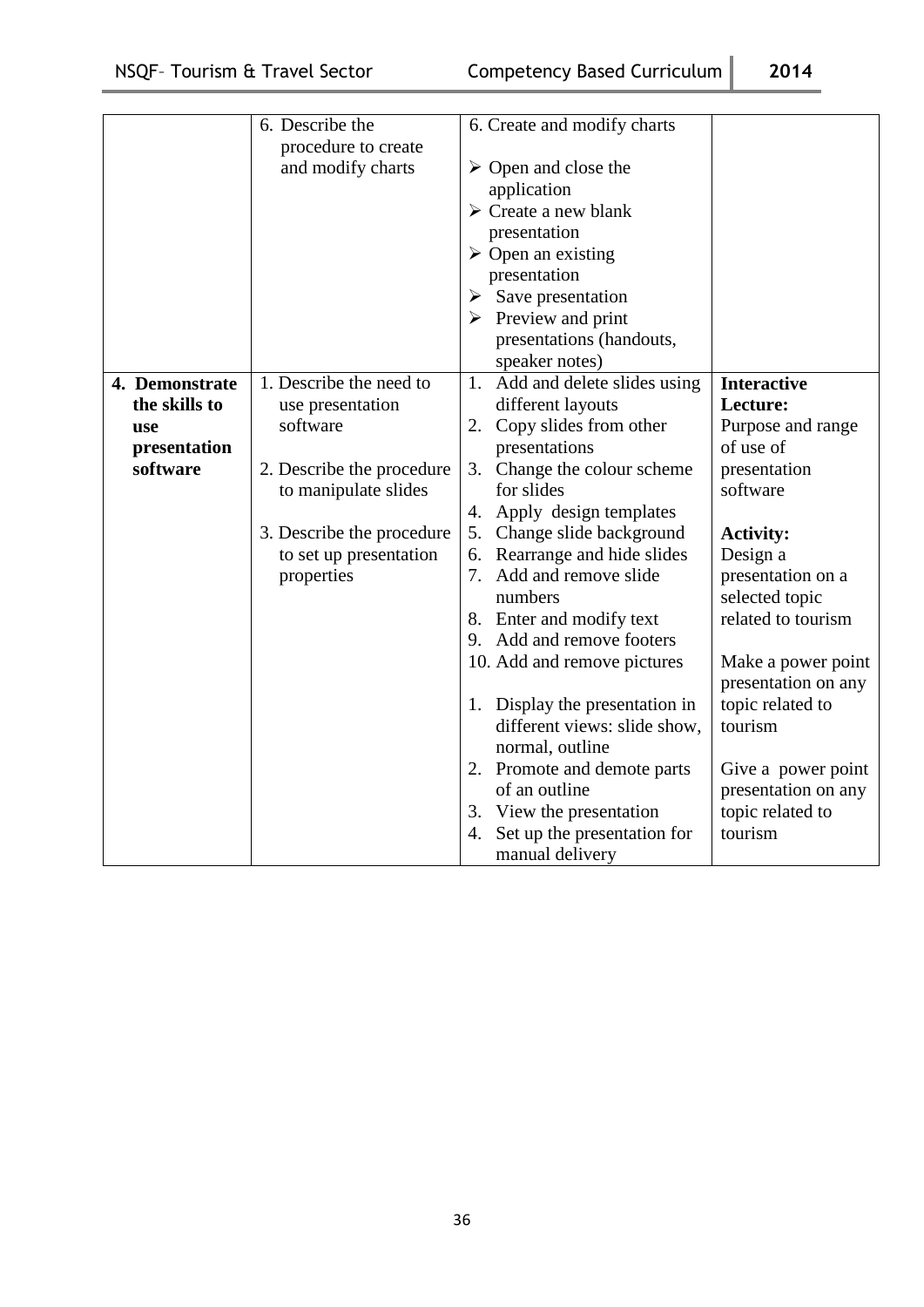| | | | |
|---|---|---|---|
| | 6. Describe the procedure to create and modify charts | 6. Create and modify charts<br><br>➢ Open and close the application<br>➢ Create a new blank presentation<br>➢ Open an existing presentation<br>➢ Save presentation<br>➢ Preview and print presentations (handouts, speaker notes) | |
| **4. Demonstrate the skills to use presentation software** | 1. Describe the need to use presentation software<br><br>2. Describe the procedure to manipulate slides<br><br>3. Describe the procedure to set up presentation properties | 1. Add and delete slides using different layouts<br>2. Copy slides from other presentations<br>3. Change the colour scheme for slides<br>4. Apply design templates<br>5. Change slide background<br>6. Rearrange and hide slides<br>7. Add and remove slide numbers<br>8. Enter and modify text<br>9. Add and remove footers<br>10. Add and remove pictures<br><br>1. Display the presentation in different views: slide show, normal, outline<br>2. Promote and demote parts of an outline<br>3. View the presentation<br>4. Set up the presentation for manual delivery | **Interactive Lecture:**<br>Purpose and range of use of presentation software<br><br>**Activity:**<br>Design a presentation on a selected topic related to tourism<br><br>Make a power point presentation on any topic related to tourism<br><br>Give a power point presentation on any topic related to tourism |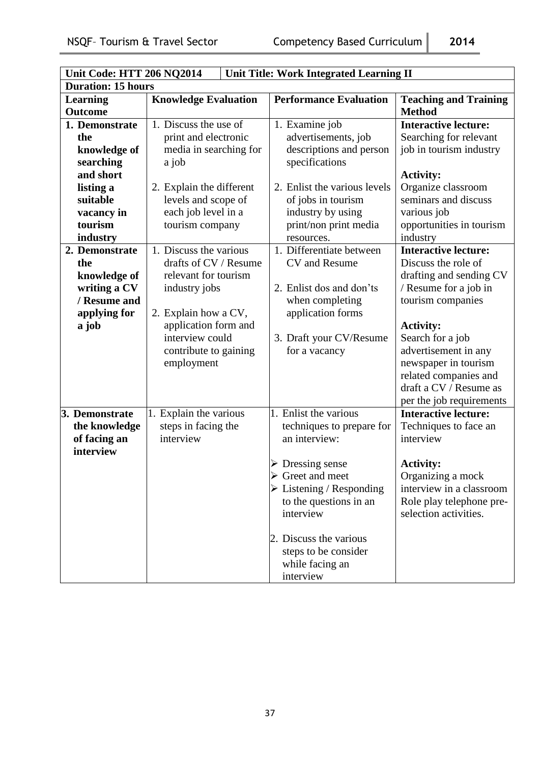| Unit Code: HTT 206 NQ2014 | Unit Title: Work Integrated Learning II | | |
|---|---|---|---|
| **Duration: 15 hours** | | | |
| **Learning Outcome** | **Knowledge Evaluation** | **Performance Evaluation** | **Teaching and Training Method** |
| **1. Demonstrate the knowledge of searching and short listing a suitable vacancy in tourism industry** | 1. Discuss the use of print and electronic media in searching for a job<br><br>2. Explain the different levels and scope of each job level in a tourism company | 1. Examine job advertisements, job descriptions and person specifications<br><br>2. Enlist the various levels of jobs in tourism industry by using print/non print media resources. | **Interactive lecture:** Searching for relevant job in tourism industry<br><br>**Activity:** Organize classroom seminars and discuss various job opportunities in tourism industry |
| **2. Demonstrate the knowledge of writing a CV / Resume and applying for a job** | 1. Discuss the various drafts of CV / Resume relevant for tourism industry jobs<br><br>2. Explain how a CV, application form and interview could contribute to gaining employment | 1. Differentiate between CV and Resume<br><br>2. Enlist dos and don'ts when completing application forms<br><br>3. Draft your CV/Resume for a vacancy | **Interactive lecture:** Discuss the role of drafting and sending CV / Resume for a job in tourism companies<br><br>**Activity:** Search for a job advertisement in any newspaper in tourism related companies and draft a CV / Resume as per the job requirements |
| **3. Demonstrate the knowledge of facing an interview** | 1. Explain the various steps in facing the interview | 1. Enlist the various techniques to prepare for an interview:<br><br>➢ Dressing sense<br>➢ Greet and meet<br>➢ Listening / Responding to the questions in an interview<br><br>2. Discuss the various steps to be consider while facing an interview | **Interactive lecture:** Techniques to face an interview<br><br>**Activity:** Organizing a mock interview in a classroom Role play telephone pre-selection activities. |